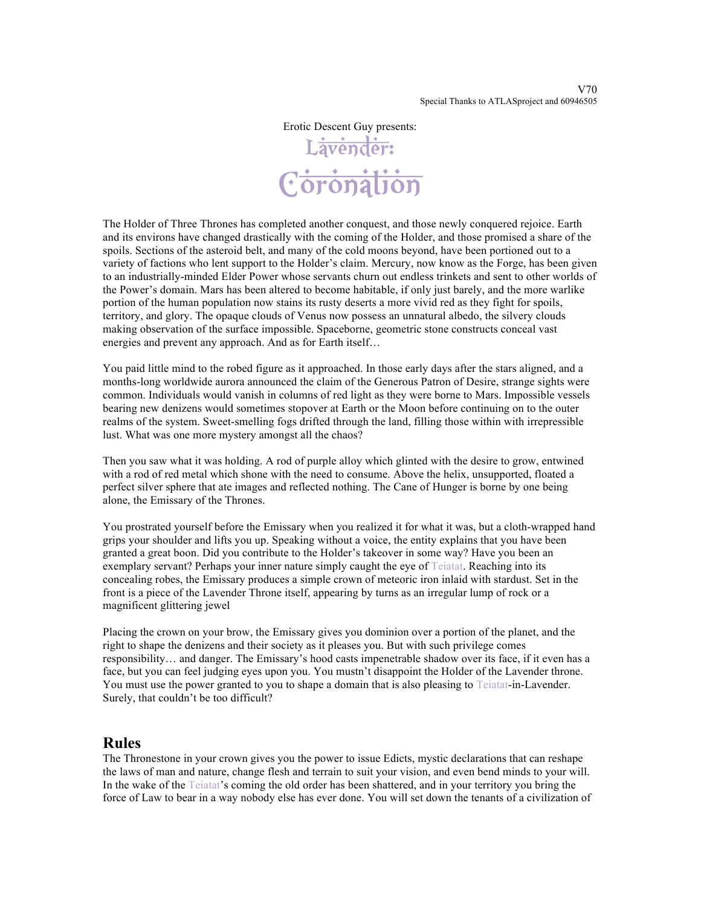V70
Special Thanks to ATLASproject and 60946505

Erotic Descent Guy presents:

# Lavender: Coronation

The Holder of Three Thrones has completed another conquest, and those newly conquered rejoice. Earth and its environs have changed drastically with the coming of the Holder, and those promised a share of the spoils. Sections of the asteroid belt, and many of the cold moons beyond, have been portioned out to a variety of factions who lent support to the Holder's claim. Mercury, now know as the Forge, has been given to an industrially-minded Elder Power whose servants churn out endless trinkets and sent to other worlds of the Power's domain. Mars has been altered to become habitable, if only just barely, and the more warlike portion of the human population now stains its rusty deserts a more vivid red as they fight for spoils, territory, and glory. The opaque clouds of Venus now possess an unnatural albedo, the silvery clouds making observation of the surface impossible. Spaceborne, geometric stone constructs conceal vast energies and prevent any approach. And as for Earth itself…

You paid little mind to the robed figure as it approached. In those early days after the stars aligned, and a months-long worldwide aurora announced the claim of the Generous Patron of Desire, strange sights were common. Individuals would vanish in columns of red light as they were borne to Mars. Impossible vessels bearing new denizens would sometimes stopover at Earth or the Moon before continuing on to the outer realms of the system. Sweet-smelling fogs drifted through the land, filling those within with irrepressible lust. What was one more mystery amongst all the chaos?

Then you saw what it was holding. A rod of purple alloy which glinted with the desire to grow, entwined with a rod of red metal which shone with the need to consume. Above the helix, unsupported, floated a perfect silver sphere that ate images and reflected nothing. The Cane of Hunger is borne by one being alone, the Emissary of the Thrones.

You prostrated yourself before the Emissary when you realized it for what it was, but a cloth-wrapped hand grips your shoulder and lifts you up. Speaking without a voice, the entity explains that you have been granted a great boon. Did you contribute to the Holder's takeover in some way? Have you been an exemplary servant? Perhaps your inner nature simply caught the eye of Teiatat. Reaching into its concealing robes, the Emissary produces a simple crown of meteoric iron inlaid with stardust. Set in the front is a piece of the Lavender Throne itself, appearing by turns as an irregular lump of rock or a magnificent glittering jewel

Placing the crown on your brow, the Emissary gives you dominion over a portion of the planet, and the right to shape the denizens and their society as it pleases you. But with such privilege comes responsibility… and danger. The Emissary's hood casts impenetrable shadow over its face, if it even has a face, but you can feel judging eyes upon you. You mustn't disappoint the Holder of the Lavender throne. You must use the power granted to you to shape a domain that is also pleasing to Teiatat-in-Lavender. Surely, that couldn't be too difficult?

## Rules

The Thronestone in your crown gives you the power to issue Edicts, mystic declarations that can reshape the laws of man and nature, change flesh and terrain to suit your vision, and even bend minds to your will. In the wake of the Teiatat's coming the old order has been shattered, and in your territory you bring the force of Law to bear in a way nobody else has ever done. You will set down the tenants of a civilization of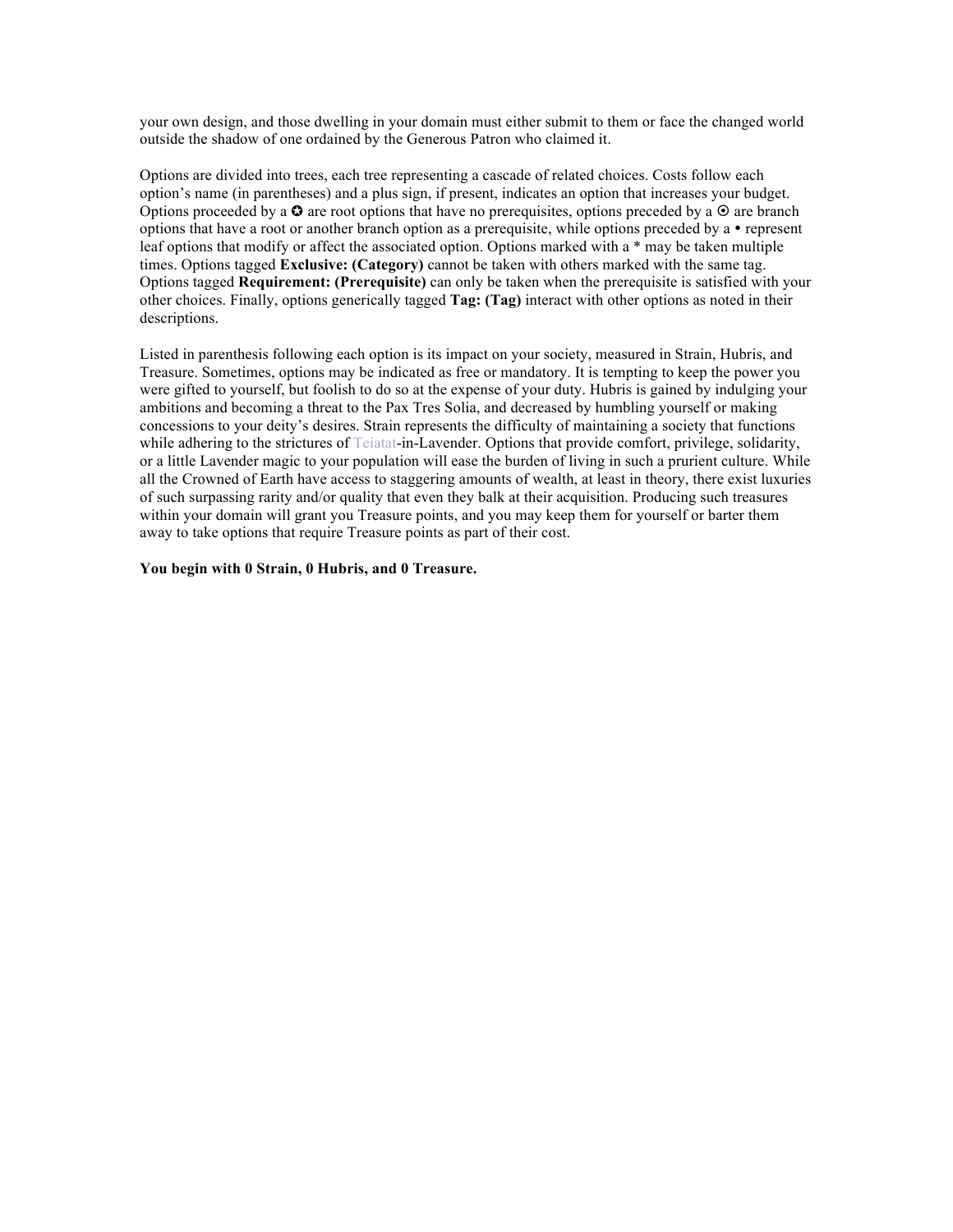your own design, and those dwelling in your domain must either submit to them or face the changed world outside the shadow of one ordained by the Generous Patron who claimed it.

Options are divided into trees, each tree representing a cascade of related choices. Costs follow each option's name (in parentheses) and a plus sign, if present, indicates an option that increases your budget. Options proceeded by a ✪ are root options that have no prerequisites, options preceded by a ⊙ are branch options that have a root or another branch option as a prerequisite, while options preceded by a • represent leaf options that modify or affect the associated option. Options marked with a * may be taken multiple times. Options tagged **Exclusive: (Category)** cannot be taken with others marked with the same tag. Options tagged **Requirement: (Prerequisite)** can only be taken when the prerequisite is satisfied with your other choices. Finally, options generically tagged **Tag: (Tag)** interact with other options as noted in their descriptions.

Listed in parenthesis following each option is its impact on your society, measured in Strain, Hubris, and Treasure. Sometimes, options may be indicated as free or mandatory. It is tempting to keep the power you were gifted to yourself, but foolish to do so at the expense of your duty. Hubris is gained by indulging your ambitions and becoming a threat to the Pax Tres Solia, and decreased by humbling yourself or making concessions to your deity's desires. Strain represents the difficulty of maintaining a society that functions while adhering to the strictures of Teiatat-in-Lavender. Options that provide comfort, privilege, solidarity, or a little Lavender magic to your population will ease the burden of living in such a prurient culture. While all the Crowned of Earth have access to staggering amounts of wealth, at least in theory, there exist luxuries of such surpassing rarity and/or quality that even they balk at their acquisition. Producing such treasures within your domain will grant you Treasure points, and you may keep them for yourself or barter them away to take options that require Treasure points as part of their cost.

**You begin with 0 Strain, 0 Hubris, and 0 Treasure.**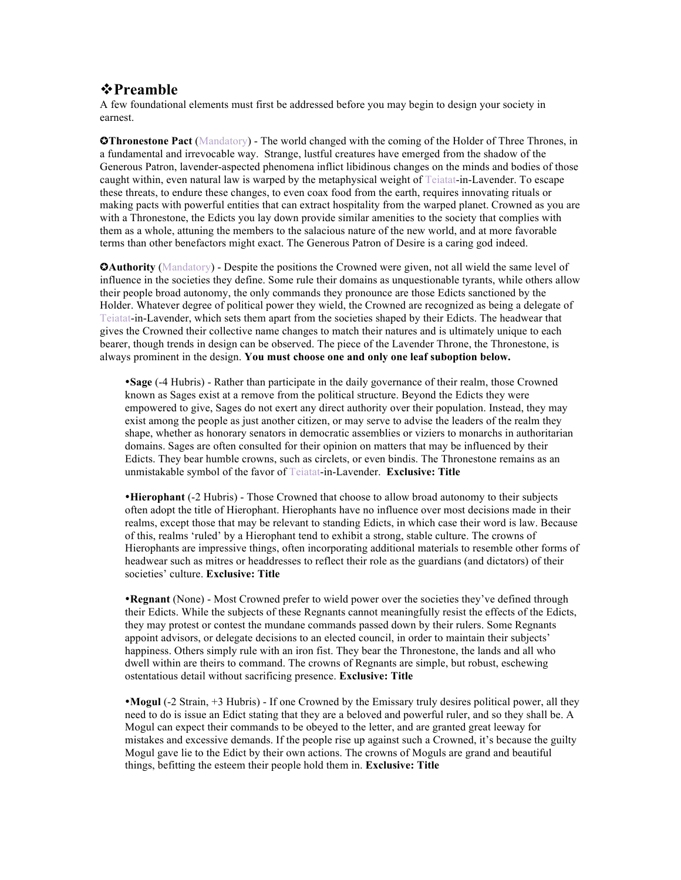## ❖Preamble

A few foundational elements must first be addressed before you may begin to design your society in earnest.

**✪Thronestone Pact** (Mandatory) - The world changed with the coming of the Holder of Three Thrones, in a fundamental and irrevocable way. Strange, lustful creatures have emerged from the shadow of the Generous Patron, lavender-aspected phenomena inflict libidinous changes on the minds and bodies of those caught within, even natural law is warped by the metaphysical weight of Teiatat-in-Lavender. To escape these threats, to endure these changes, to even coax food from the earth, requires innovating rituals or making pacts with powerful entities that can extract hospitality from the warped planet. Crowned as you are with a Thronestone, the Edicts you lay down provide similar amenities to the society that complies with them as a whole, attuning the members to the salacious nature of the new world, and at more favorable terms than other benefactors might exact. The Generous Patron of Desire is a caring god indeed.

**✪Authority** (Mandatory) - Despite the positions the Crowned were given, not all wield the same level of influence in the societies they define. Some rule their domains as unquestionable tyrants, while others allow their people broad autonomy, the only commands they pronounce are those Edicts sanctioned by the Holder. Whatever degree of political power they wield, the Crowned are recognized as being a delegate of Teiatat-in-Lavender, which sets them apart from the societies shaped by their Edicts. The headwear that gives the Crowned their collective name changes to match their natures and is ultimately unique to each bearer, though trends in design can be observed. The piece of the Lavender Throne, the Thronestone, is always prominent in the design. **You must choose one and only one leaf suboption below.**

- **Sage** (-4 Hubris) - Rather than participate in the daily governance of their realm, those Crowned known as Sages exist at a remove from the political structure. Beyond the Edicts they were empowered to give, Sages do not exert any direct authority over their population. Instead, they may exist among the people as just another citizen, or may serve to advise the leaders of the realm they shape, whether as honorary senators in democratic assemblies or viziers to monarchs in authoritarian domains. Sages are often consulted for their opinion on matters that may be influenced by their Edicts. They bear humble crowns, such as circlets, or even bindis. The Thronestone remains as an unmistakable symbol of the favor of Teiatat-in-Lavender. **Exclusive: Title**

- **Hierophant** (-2 Hubris) - Those Crowned that choose to allow broad autonomy to their subjects often adopt the title of Hierophant. Hierophants have no influence over most decisions made in their realms, except those that may be relevant to standing Edicts, in which case their word is law. Because of this, realms 'ruled' by a Hierophant tend to exhibit a strong, stable culture. The crowns of Hierophants are impressive things, often incorporating additional materials to resemble other forms of headwear such as mitres or headdresses to reflect their role as the guardians (and dictators) of their societies' culture. **Exclusive: Title**

- **Regnant** (None) - Most Crowned prefer to wield power over the societies they've defined through their Edicts. While the subjects of these Regnants cannot meaningfully resist the effects of the Edicts, they may protest or contest the mundane commands passed down by their rulers. Some Regnants appoint advisors, or delegate decisions to an elected council, in order to maintain their subjects' happiness. Others simply rule with an iron fist. They bear the Thronestone, the lands and all who dwell within are theirs to command. The crowns of Regnants are simple, but robust, eschewing ostentatious detail without sacrificing presence. **Exclusive: Title**

- **Mogul** (-2 Strain, +3 Hubris) - If one Crowned by the Emissary truly desires political power, all they need to do is issue an Edict stating that they are a beloved and powerful ruler, and so they shall be. A Mogul can expect their commands to be obeyed to the letter, and are granted great leeway for mistakes and excessive demands. If the people rise up against such a Crowned, it's because the guilty Mogul gave lie to the Edict by their own actions. The crowns of Moguls are grand and beautiful things, befitting the esteem their people hold them in. **Exclusive: Title**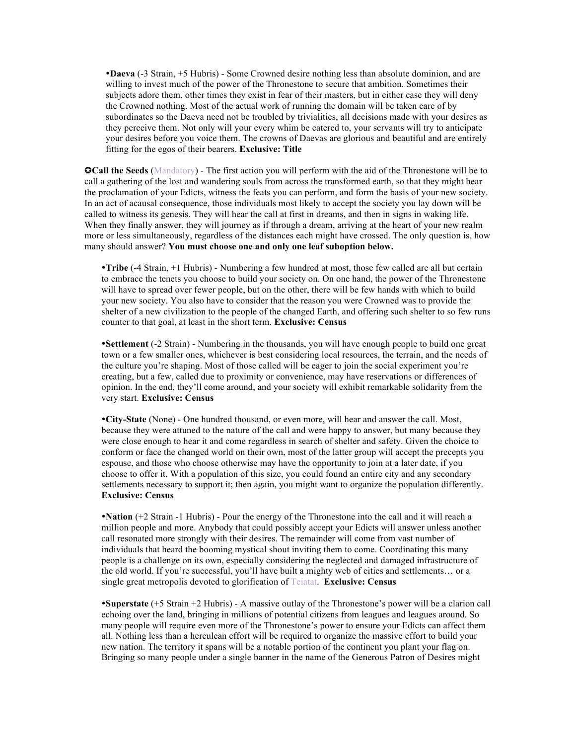•**Daeva** (-3 Strain, +5 Hubris) - Some Crowned desire nothing less than absolute dominion, and are willing to invest much of the power of the Thronestone to secure that ambition. Sometimes their subjects adore them, other times they exist in fear of their masters, but in either case they will deny the Crowned nothing. Most of the actual work of running the domain will be taken care of by subordinates so the Daeva need not be troubled by trivialities, all decisions made with your desires as they perceive them. Not only will your every whim be catered to, your servants will try to anticipate your desires before you voice them. The crowns of Daevas are glorious and beautiful and are entirely fitting for the egos of their bearers. **Exclusive: Title**

✪**Call the Seeds** (Mandatory) - The first action you will perform with the aid of the Thronestone will be to call a gathering of the lost and wandering souls from across the transformed earth, so that they might hear the proclamation of your Edicts, witness the feats you can perform, and form the basis of your new society. In an act of acausal consequence, those individuals most likely to accept the society you lay down will be called to witness its genesis. They will hear the call at first in dreams, and then in signs in waking life. When they finally answer, they will journey as if through a dream, arriving at the heart of your new realm more or less simultaneously, regardless of the distances each might have crossed. The only question is, how many should answer? **You must choose one and only one leaf suboption below.**

•**Tribe** (-4 Strain, +1 Hubris) - Numbering a few hundred at most, those few called are all but certain to embrace the tenets you choose to build your society on. On one hand, the power of the Thronestone will have to spread over fewer people, but on the other, there will be few hands with which to build your new society. You also have to consider that the reason you were Crowned was to provide the shelter of a new civilization to the people of the changed Earth, and offering such shelter to so few runs counter to that goal, at least in the short term. **Exclusive: Census**

•**Settlement** (-2 Strain) - Numbering in the thousands, you will have enough people to build one great town or a few smaller ones, whichever is best considering local resources, the terrain, and the needs of the culture you're shaping. Most of those called will be eager to join the social experiment you're creating, but a few, called due to proximity or convenience, may have reservations or differences of opinion. In the end, they'll come around, and your society will exhibit remarkable solidarity from the very start. **Exclusive: Census**

•**City-State** (None) - One hundred thousand, or even more, will hear and answer the call. Most, because they were attuned to the nature of the call and were happy to answer, but many because they were close enough to hear it and come regardless in search of shelter and safety. Given the choice to conform or face the changed world on their own, most of the latter group will accept the precepts you espouse, and those who choose otherwise may have the opportunity to join at a later date, if you choose to offer it. With a population of this size, you could found an entire city and any secondary settlements necessary to support it; then again, you might want to organize the population differently. **Exclusive: Census**

•**Nation** (+2 Strain -1 Hubris) - Pour the energy of the Thronestone into the call and it will reach a million people and more. Anybody that could possibly accept your Edicts will answer unless another call resonated more strongly with their desires. The remainder will come from vast number of individuals that heard the booming mystical shout inviting them to come. Coordinating this many people is a challenge on its own, especially considering the neglected and damaged infrastructure of the old world. If you're successful, you'll have built a mighty web of cities and settlements… or a single great metropolis devoted to glorification of Teiatat. **Exclusive: Census**

•**Superstate** (+5 Strain +2 Hubris) - A massive outlay of the Thronestone's power will be a clarion call echoing over the land, bringing in millions of potential citizens from leagues and leagues around. So many people will require even more of the Thronestone's power to ensure your Edicts can affect them all. Nothing less than a herculean effort will be required to organize the massive effort to build your new nation. The territory it spans will be a notable portion of the continent you plant your flag on. Bringing so many people under a single banner in the name of the Generous Patron of Desires might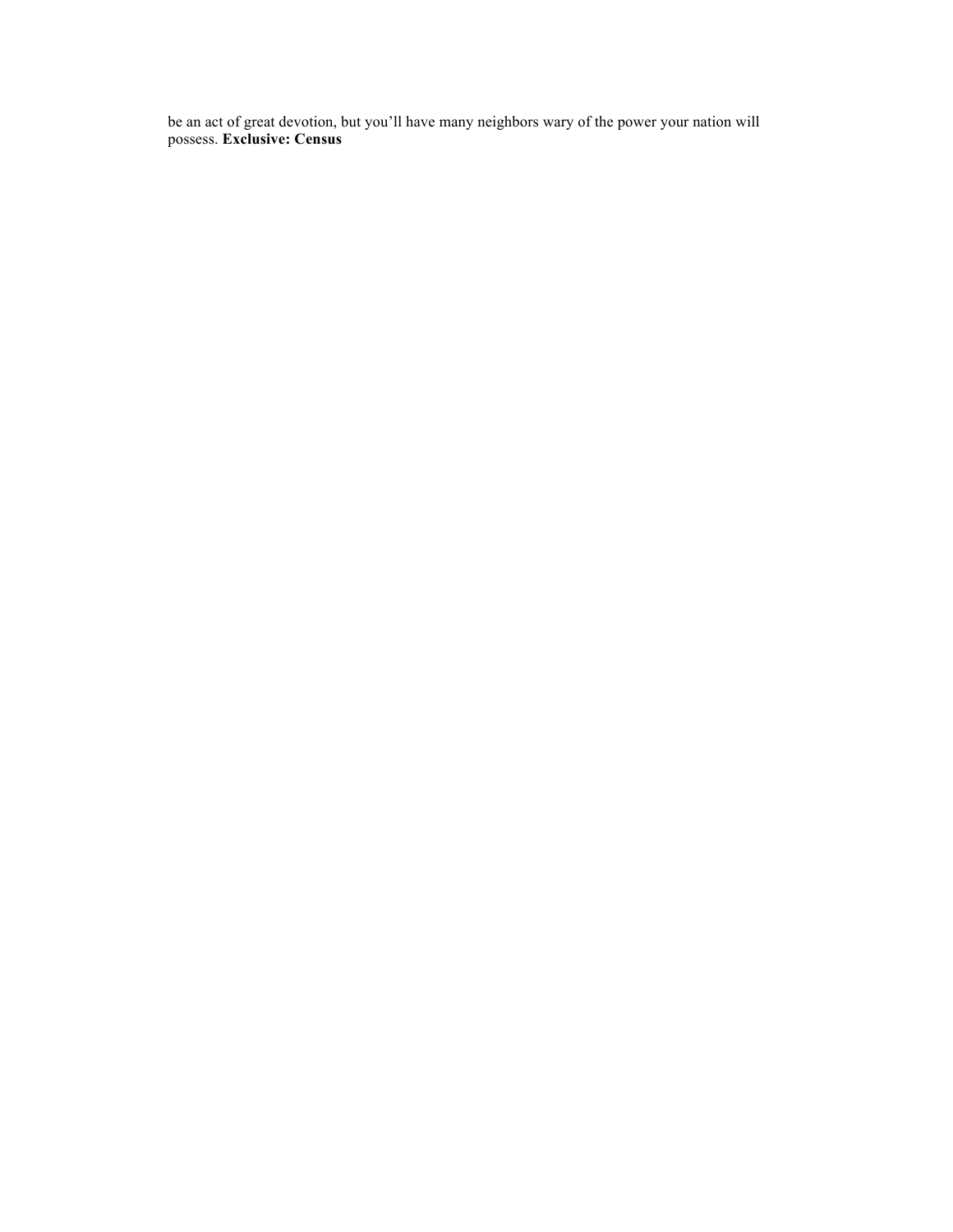be an act of great devotion, but you’ll have many neighbors wary of the power your nation will possess. **Exclusive: Census**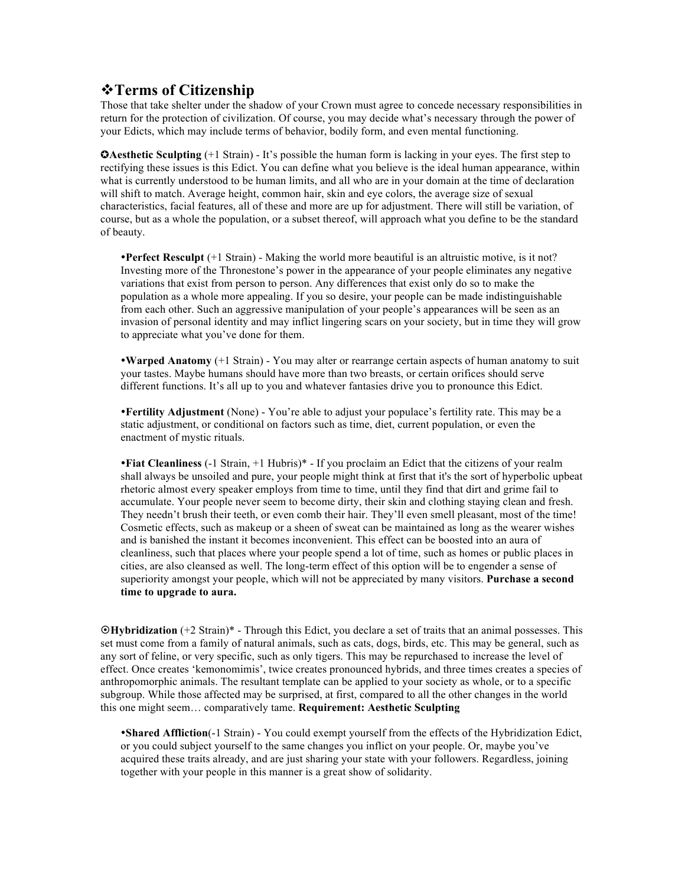## ❖Terms of Citizenship

Those that take shelter under the shadow of your Crown must agree to concede necessary responsibilities in return for the protection of civilization. Of course, you may decide what's necessary through the power of your Edicts, which may include terms of behavior, bodily form, and even mental functioning.

✪**Aesthetic Sculpting** (+1 Strain) - It's possible the human form is lacking in your eyes. The first step to rectifying these issues is this Edict. You can define what you believe is the ideal human appearance, within what is currently understood to be human limits, and all who are in your domain at the time of declaration will shift to match. Average height, common hair, skin and eye colors, the average size of sexual characteristics, facial features, all of these and more are up for adjustment. There will still be variation, of course, but as a whole the population, or a subset thereof, will approach what you define to be the standard of beauty.

- **Perfect Resculpt** (+1 Strain) - Making the world more beautiful is an altruistic motive, is it not? Investing more of the Thronestone's power in the appearance of your people eliminates any negative variations that exist from person to person. Any differences that exist only do so to make the population as a whole more appealing. If you so desire, your people can be made indistinguishable from each other. Such an aggressive manipulation of your people's appearances will be seen as an invasion of personal identity and may inflict lingering scars on your society, but in time they will grow to appreciate what you've done for them.

- **Warped Anatomy** (+1 Strain) - You may alter or rearrange certain aspects of human anatomy to suit your tastes. Maybe humans should have more than two breasts, or certain orifices should serve different functions. It's all up to you and whatever fantasies drive you to pronounce this Edict.

- **Fertility Adjustment** (None) - You're able to adjust your populace's fertility rate. This may be a static adjustment, or conditional on factors such as time, diet, current population, or even the enactment of mystic rituals.

- **Fiat Cleanliness** (-1 Strain, +1 Hubris)* - If you proclaim an Edict that the citizens of your realm shall always be unsoiled and pure, your people might think at first that it's the sort of hyperbolic upbeat rhetoric almost every speaker employs from time to time, until they find that dirt and grime fail to accumulate. Your people never seem to become dirty, their skin and clothing staying clean and fresh. They needn't brush their teeth, or even comb their hair. They'll even smell pleasant, most of the time! Cosmetic effects, such as makeup or a sheen of sweat can be maintained as long as the wearer wishes and is banished the instant it becomes inconvenient. This effect can be boosted into an aura of cleanliness, such that places where your people spend a lot of time, such as homes or public places in cities, are also cleansed as well. The long-term effect of this option will be to engender a sense of superiority amongst your people, which will not be appreciated by many visitors. **Purchase a second time to upgrade to aura.**

⊙**Hybridization** (+2 Strain)* - Through this Edict, you declare a set of traits that an animal possesses. This set must come from a family of natural animals, such as cats, dogs, birds, etc. This may be general, such as any sort of feline, or very specific, such as only tigers. This may be repurchased to increase the level of effect. Once creates 'kemonomimis', twice creates pronounced hybrids, and three times creates a species of anthropomorphic animals. The resultant template can be applied to your society as whole, or to a specific subgroup. While those affected may be surprised, at first, compared to all the other changes in the world this one might seem… comparatively tame. **Requirement: Aesthetic Sculpting**

- **Shared Affliction**(-1 Strain) - You could exempt yourself from the effects of the Hybridization Edict, or you could subject yourself to the same changes you inflict on your people. Or, maybe you've acquired these traits already, and are just sharing your state with your followers. Regardless, joining together with your people in this manner is a great show of solidarity.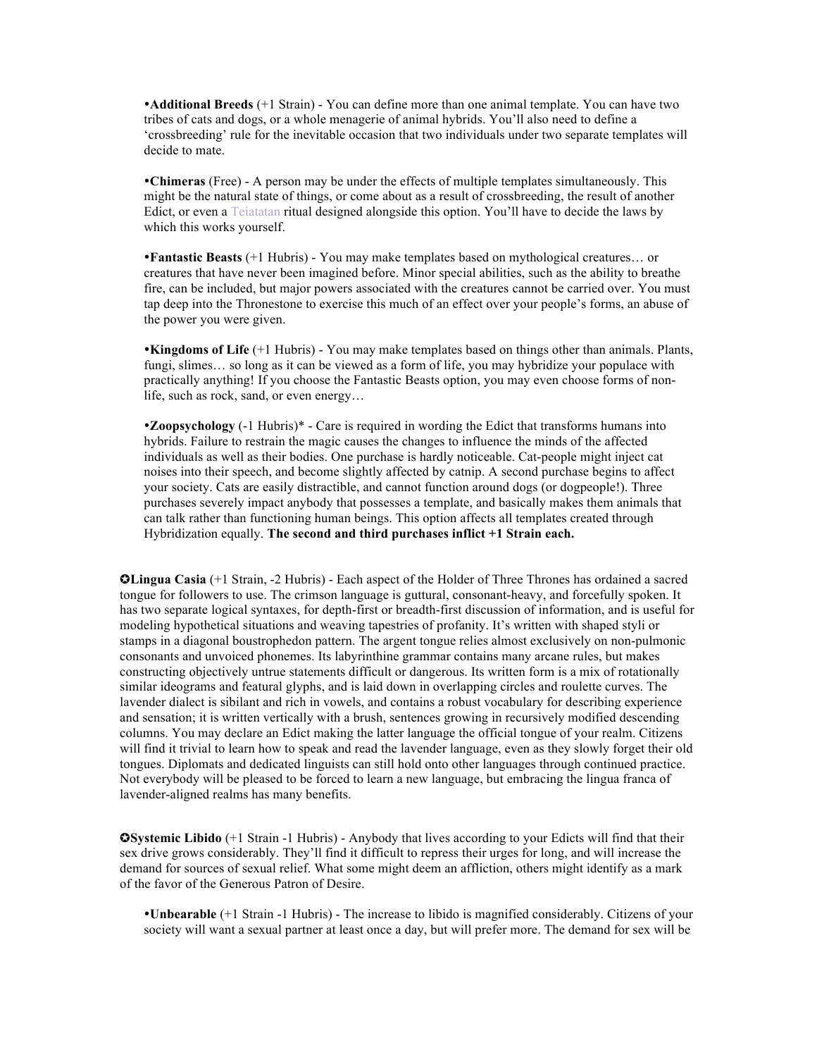- **Additional Breeds** (+1 Strain) - You can define more than one animal template. You can have two tribes of cats and dogs, or a whole menagerie of animal hybrids. You'll also need to define a 'crossbreeding' rule for the inevitable occasion that two individuals under two separate templates will decide to mate.

- **Chimeras** (Free) - A person may be under the effects of multiple templates simultaneously. This might be the natural state of things, or come about as a result of crossbreeding, the result of another Edict, or even a Teiatatan ritual designed alongside this option. You'll have to decide the laws by which this works yourself.

- **Fantastic Beasts** (+1 Hubris) - You may make templates based on mythological creatures… or creatures that have never been imagined before. Minor special abilities, such as the ability to breathe fire, can be included, but major powers associated with the creatures cannot be carried over. You must tap deep into the Thronestone to exercise this much of an effect over your people's forms, an abuse of the power you were given.

- **Kingdoms of Life** (+1 Hubris) - You may make templates based on things other than animals. Plants, fungi, slimes… so long as it can be viewed as a form of life, you may hybridize your populace with practically anything! If you choose the Fantastic Beasts option, you may even choose forms of non-life, such as rock, sand, or even energy…

- **Zoopsychology** (-1 Hubris)* - Care is required in wording the Edict that transforms humans into hybrids. Failure to restrain the magic causes the changes to influence the minds of the affected individuals as well as their bodies. One purchase is hardly noticeable. Cat-people might inject cat noises into their speech, and become slightly affected by catnip. A second purchase begins to affect your society. Cats are easily distractible, and cannot function around dogs (or dogpeople!). Three purchases severely impact anybody that possesses a template, and basically makes them animals that can talk rather than functioning human beings. This option affects all templates created through Hybridization equally. **The second and third purchases inflict +1 Strain each.**

✪**Lingua Casia** (+1 Strain, -2 Hubris) - Each aspect of the Holder of Three Thrones has ordained a sacred tongue for followers to use. The crimson language is guttural, consonant-heavy, and forcefully spoken. It has two separate logical syntaxes, for depth-first or breadth-first discussion of information, and is useful for modeling hypothetical situations and weaving tapestries of profanity. It's written with shaped styli or stamps in a diagonal boustrophedon pattern. The argent tongue relies almost exclusively on non-pulmonic consonants and unvoiced phonemes. Its labyrinthine grammar contains many arcane rules, but makes constructing objectively untrue statements difficult or dangerous. Its written form is a mix of rotationally similar ideograms and featural glyphs, and is laid down in overlapping circles and roulette curves. The lavender dialect is sibilant and rich in vowels, and contains a robust vocabulary for describing experience and sensation; it is written vertically with a brush, sentences growing in recursively modified descending columns. You may declare an Edict making the latter language the official tongue of your realm. Citizens will find it trivial to learn how to speak and read the lavender language, even as they slowly forget their old tongues. Diplomats and dedicated linguists can still hold onto other languages through continued practice. Not everybody will be pleased to be forced to learn a new language, but embracing the lingua franca of lavender-aligned realms has many benefits.

✪**Systemic Libido** (+1 Strain -1 Hubris) - Anybody that lives according to your Edicts will find that their sex drive grows considerably. They'll find it difficult to repress their urges for long, and will increase the demand for sources of sexual relief. What some might deem an affliction, others might identify as a mark of the favor of the Generous Patron of Desire.

- **Unbearable** (+1 Strain -1 Hubris) - The increase to libido is magnified considerably. Citizens of your society will want a sexual partner at least once a day, but will prefer more. The demand for sex will be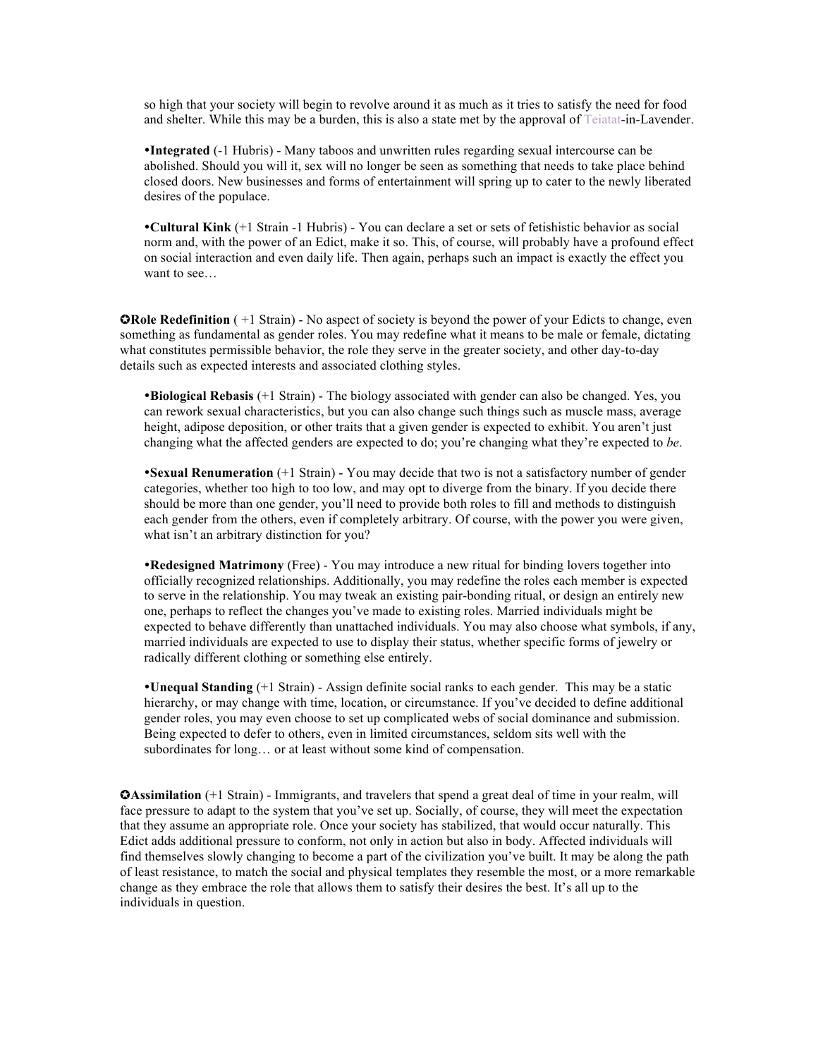so high that your society will begin to revolve around it as much as it tries to satisfy the need for food and shelter. While this may be a burden, this is also a state met by the approval of Teiatat-in-Lavender.

- **Integrated** (-1 Hubris) - Many taboos and unwritten rules regarding sexual intercourse can be abolished. Should you will it, sex will no longer be seen as something that needs to take place behind closed doors. New businesses and forms of entertainment will spring up to cater to the newly liberated desires of the populace.

- **Cultural Kink** (+1 Strain -1 Hubris) - You can declare a set or sets of fetishistic behavior as social norm and, with the power of an Edict, make it so. This, of course, will probably have a profound effect on social interaction and even daily life. Then again, perhaps such an impact is exactly the effect you want to see…

✪**Role Redefinition** ( +1 Strain) - No aspect of society is beyond the power of your Edicts to change, even something as fundamental as gender roles. You may redefine what it means to be male or female, dictating what constitutes permissible behavior, the role they serve in the greater society, and other day-to-day details such as expected interests and associated clothing styles.

- **Biological Rebasis** (+1 Strain) - The biology associated with gender can also be changed. Yes, you can rework sexual characteristics, but you can also change such things such as muscle mass, average height, adipose deposition, or other traits that a given gender is expected to exhibit. You aren't just changing what the affected genders are expected to do; you're changing what they're expected to *be*.

- **Sexual Renumeration** (+1 Strain) - You may decide that two is not a satisfactory number of gender categories, whether too high to too low, and may opt to diverge from the binary. If you decide there should be more than one gender, you'll need to provide both roles to fill and methods to distinguish each gender from the others, even if completely arbitrary. Of course, with the power you were given, what isn't an arbitrary distinction for you?

- **Redesigned Matrimony** (Free) - You may introduce a new ritual for binding lovers together into officially recognized relationships. Additionally, you may redefine the roles each member is expected to serve in the relationship. You may tweak an existing pair-bonding ritual, or design an entirely new one, perhaps to reflect the changes you've made to existing roles. Married individuals might be expected to behave differently than unattached individuals. You may also choose what symbols, if any, married individuals are expected to use to display their status, whether specific forms of jewelry or radically different clothing or something else entirely.

- **Unequal Standing** (+1 Strain) - Assign definite social ranks to each gender.  This may be a static hierarchy, or may change with time, location, or circumstance. If you've decided to define additional gender roles, you may even choose to set up complicated webs of social dominance and submission. Being expected to defer to others, even in limited circumstances, seldom sits well with the subordinates for long… or at least without some kind of compensation.

✪**Assimilation** (+1 Strain) - Immigrants, and travelers that spend a great deal of time in your realm, will face pressure to adapt to the system that you've set up. Socially, of course, they will meet the expectation that they assume an appropriate role. Once your society has stabilized, that would occur naturally. This Edict adds additional pressure to conform, not only in action but also in body. Affected individuals will find themselves slowly changing to become a part of the civilization you've built. It may be along the path of least resistance, to match the social and physical templates they resemble the most, or a more remarkable change as they embrace the role that allows them to satisfy their desires the best. It's all up to the individuals in question.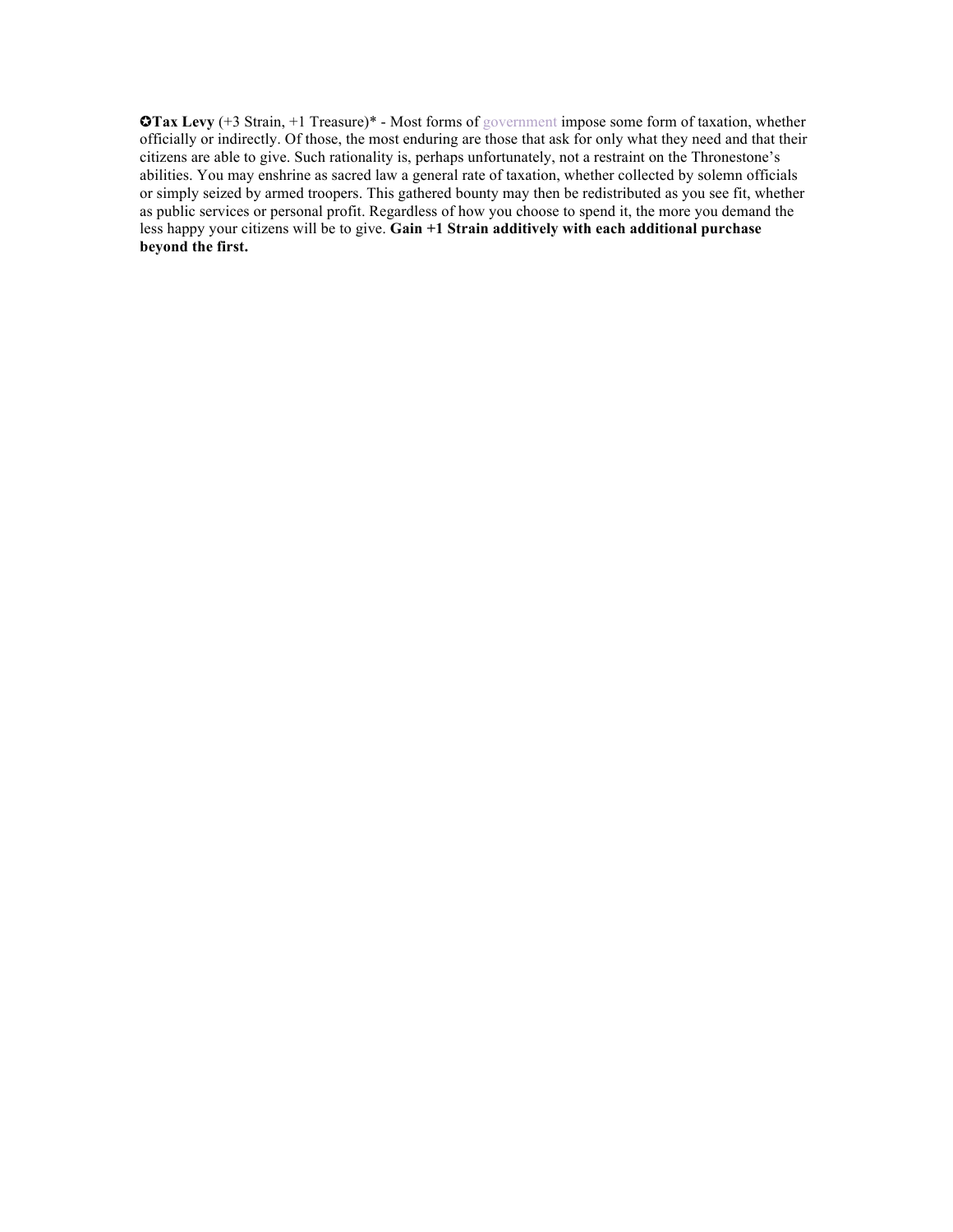✪**Tax Levy** (+3 Strain, +1 Treasure)* - Most forms of government impose some form of taxation, whether officially or indirectly. Of those, the most enduring are those that ask for only what they need and that their citizens are able to give. Such rationality is, perhaps unfortunately, not a restraint on the Thronestone's abilities. You may enshrine as sacred law a general rate of taxation, whether collected by solemn officials or simply seized by armed troopers. This gathered bounty may then be redistributed as you see fit, whether as public services or personal profit. Regardless of how you choose to spend it, the more you demand the less happy your citizens will be to give. **Gain +1 Strain additively with each additional purchase beyond the first.**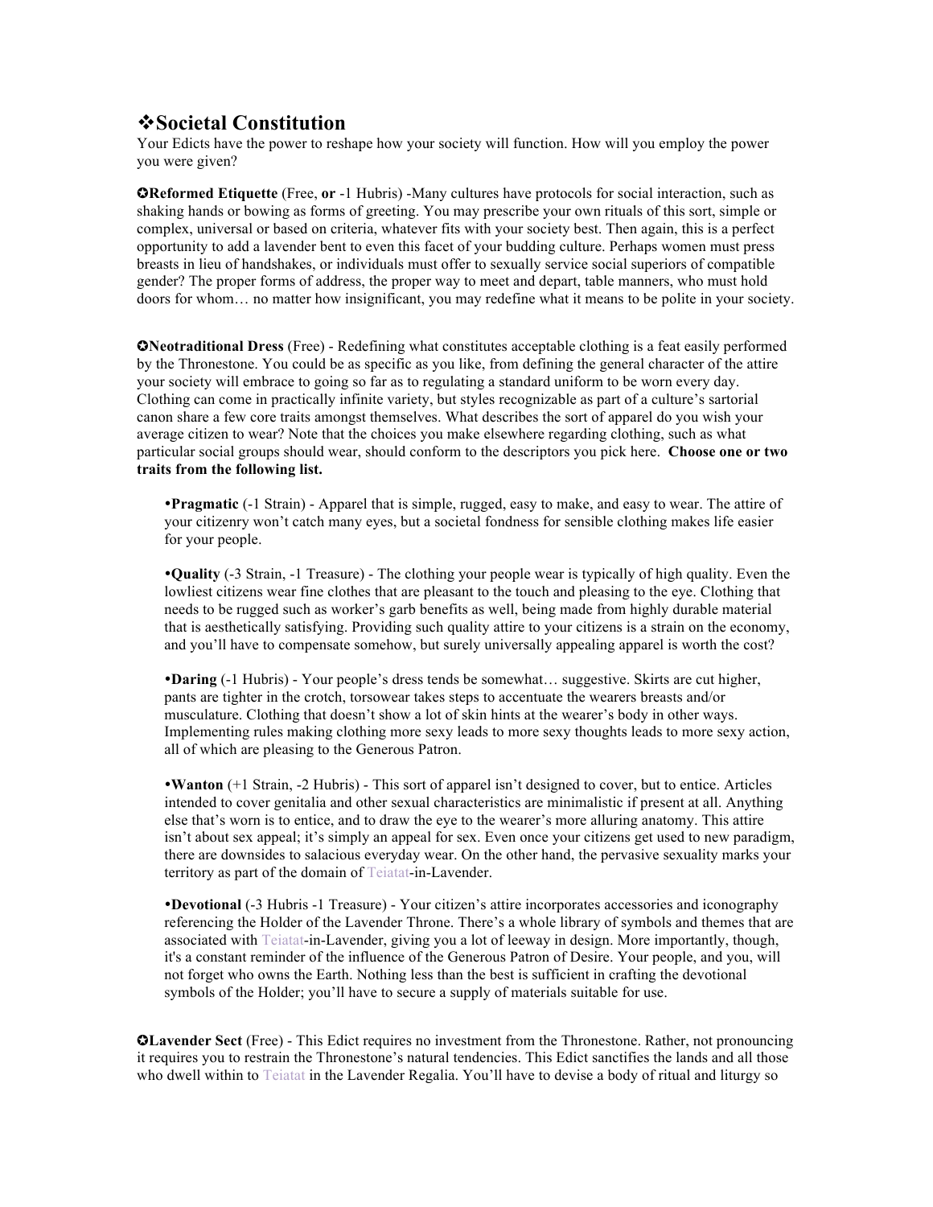## ❖Societal Constitution

Your Edicts have the power to reshape how your society will function. How will you employ the power you were given?

✪**Reformed Etiquette** (Free, **or** -1 Hubris) -Many cultures have protocols for social interaction, such as shaking hands or bowing as forms of greeting. You may prescribe your own rituals of this sort, simple or complex, universal or based on criteria, whatever fits with your society best. Then again, this is a perfect opportunity to add a lavender bent to even this facet of your budding culture. Perhaps women must press breasts in lieu of handshakes, or individuals must offer to sexually service social superiors of compatible gender? The proper forms of address, the proper way to meet and depart, table manners, who must hold doors for whom… no matter how insignificant, you may redefine what it means to be polite in your society.

✪**Neotraditional Dress** (Free) - Redefining what constitutes acceptable clothing is a feat easily performed by the Thronestone. You could be as specific as you like, from defining the general character of the attire your society will embrace to going so far as to regulating a standard uniform to be worn every day. Clothing can come in practically infinite variety, but styles recognizable as part of a culture's sartorial canon share a few core traits amongst themselves. What describes the sort of apparel do you wish your average citizen to wear? Note that the choices you make elsewhere regarding clothing, such as what particular social groups should wear, should conform to the descriptors you pick here. **Choose one or two traits from the following list.**

- **Pragmatic** (-1 Strain) - Apparel that is simple, rugged, easy to make, and easy to wear. The attire of your citizenry won't catch many eyes, but a societal fondness for sensible clothing makes life easier for your people.

- **Quality** (-3 Strain, -1 Treasure) - The clothing your people wear is typically of high quality. Even the lowliest citizens wear fine clothes that are pleasant to the touch and pleasing to the eye. Clothing that needs to be rugged such as worker's garb benefits as well, being made from highly durable material that is aesthetically satisfying. Providing such quality attire to your citizens is a strain on the economy, and you'll have to compensate somehow, but surely universally appealing apparel is worth the cost?

- **Daring** (-1 Hubris) - Your people's dress tends be somewhat… suggestive. Skirts are cut higher, pants are tighter in the crotch, torsowear takes steps to accentuate the wearers breasts and/or musculature. Clothing that doesn't show a lot of skin hints at the wearer's body in other ways. Implementing rules making clothing more sexy leads to more sexy thoughts leads to more sexy action, all of which are pleasing to the Generous Patron.

- **Wanton** (+1 Strain, -2 Hubris) - This sort of apparel isn't designed to cover, but to entice. Articles intended to cover genitalia and other sexual characteristics are minimalistic if present at all. Anything else that's worn is to entice, and to draw the eye to the wearer's more alluring anatomy. This attire isn't about sex appeal; it's simply an appeal for sex. Even once your citizens get used to new paradigm, there are downsides to salacious everyday wear. On the other hand, the pervasive sexuality marks your territory as part of the domain of Teiatat-in-Lavender.

- **Devotional** (-3 Hubris -1 Treasure) - Your citizen's attire incorporates accessories and iconography referencing the Holder of the Lavender Throne. There's a whole library of symbols and themes that are associated with Teiatat-in-Lavender, giving you a lot of leeway in design. More importantly, though, it's a constant reminder of the influence of the Generous Patron of Desire. Your people, and you, will not forget who owns the Earth. Nothing less than the best is sufficient in crafting the devotional symbols of the Holder; you'll have to secure a supply of materials suitable for use.

✪**Lavender Sect** (Free) - This Edict requires no investment from the Thronestone. Rather, not pronouncing it requires you to restrain the Thronestone's natural tendencies. This Edict sanctifies the lands and all those who dwell within to Teiatat in the Lavender Regalia. You'll have to devise a body of ritual and liturgy so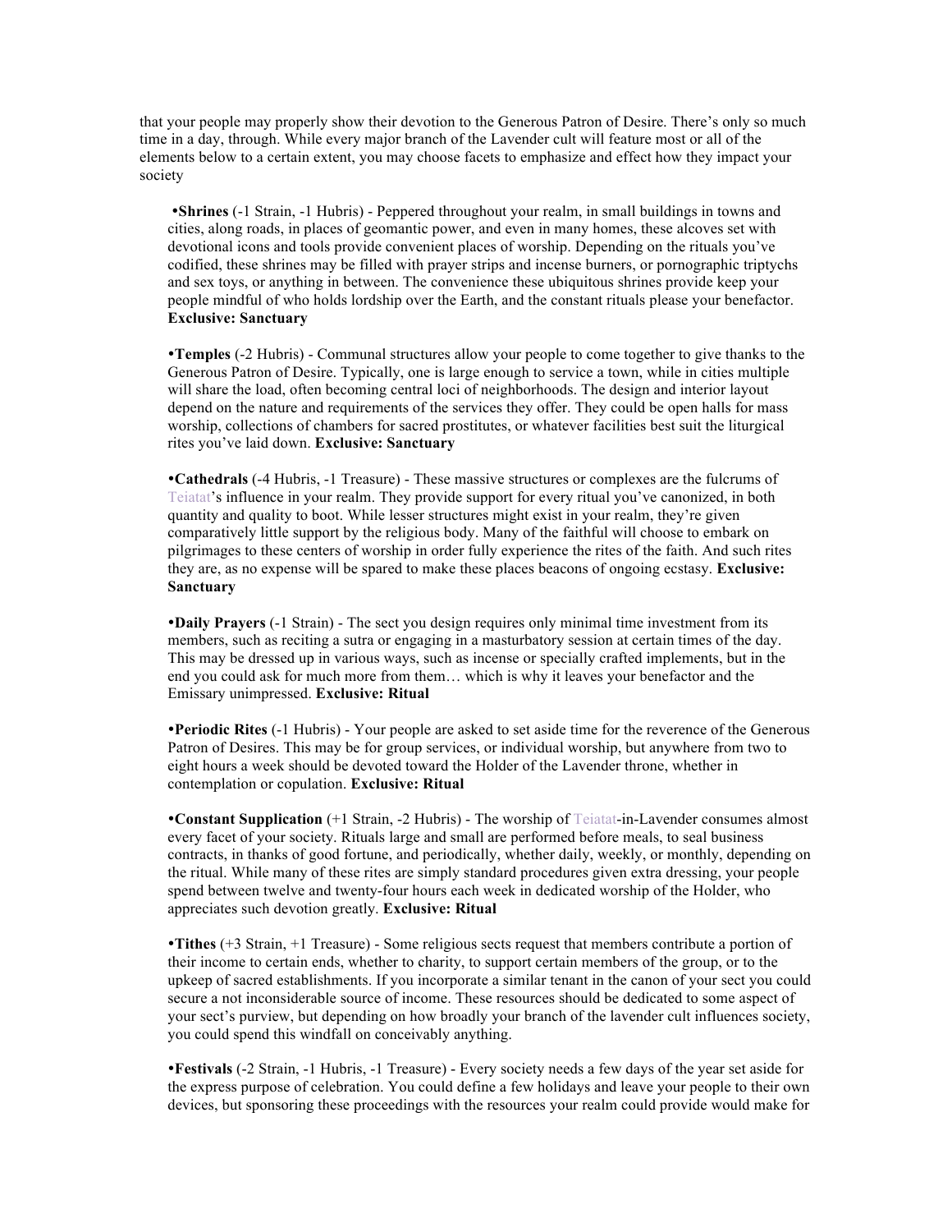that your people may properly show their devotion to the Generous Patron of Desire. There's only so much time in a day, through. While every major branch of the Lavender cult will feature most or all of the elements below to a certain extent, you may choose facets to emphasize and effect how they impact your society

- **Shrines** (-1 Strain, -1 Hubris) - Peppered throughout your realm, in small buildings in towns and cities, along roads, in places of geomantic power, and even in many homes, these alcoves set with devotional icons and tools provide convenient places of worship. Depending on the rituals you've codified, these shrines may be filled with prayer strips and incense burners, or pornographic triptychs and sex toys, or anything in between. The convenience these ubiquitous shrines provide keep your people mindful of who holds lordship over the Earth, and the constant rituals please your benefactor. **Exclusive: Sanctuary**

- **Temples** (-2 Hubris) - Communal structures allow your people to come together to give thanks to the Generous Patron of Desire. Typically, one is large enough to service a town, while in cities multiple will share the load, often becoming central loci of neighborhoods. The design and interior layout depend on the nature and requirements of the services they offer. They could be open halls for mass worship, collections of chambers for sacred prostitutes, or whatever facilities best suit the liturgical rites you've laid down. **Exclusive: Sanctuary**

- **Cathedrals** (-4 Hubris, -1 Treasure) - These massive structures or complexes are the fulcrums of Teiatat's influence in your realm. They provide support for every ritual you've canonized, in both quantity and quality to boot. While lesser structures might exist in your realm, they're given comparatively little support by the religious body. Many of the faithful will choose to embark on pilgrimages to these centers of worship in order fully experience the rites of the faith. And such rites they are, as no expense will be spared to make these places beacons of ongoing ecstasy. **Exclusive: Sanctuary**

- **Daily Prayers** (-1 Strain) - The sect you design requires only minimal time investment from its members, such as reciting a sutra or engaging in a masturbatory session at certain times of the day. This may be dressed up in various ways, such as incense or specially crafted implements, but in the end you could ask for much more from them… which is why it leaves your benefactor and the Emissary unimpressed. **Exclusive: Ritual**

- **Periodic Rites** (-1 Hubris) - Your people are asked to set aside time for the reverence of the Generous Patron of Desires. This may be for group services, or individual worship, but anywhere from two to eight hours a week should be devoted toward the Holder of the Lavender throne, whether in contemplation or copulation. **Exclusive: Ritual**

- **Constant Supplication** (+1 Strain, -2 Hubris) - The worship of Teiatat-in-Lavender consumes almost every facet of your society. Rituals large and small are performed before meals, to seal business contracts, in thanks of good fortune, and periodically, whether daily, weekly, or monthly, depending on the ritual. While many of these rites are simply standard procedures given extra dressing, your people spend between twelve and twenty-four hours each week in dedicated worship of the Holder, who appreciates such devotion greatly. **Exclusive: Ritual**

- **Tithes** (+3 Strain, +1 Treasure) - Some religious sects request that members contribute a portion of their income to certain ends, whether to charity, to support certain members of the group, or to the upkeep of sacred establishments. If you incorporate a similar tenant in the canon of your sect you could secure a not inconsiderable source of income. These resources should be dedicated to some aspect of your sect's purview, but depending on how broadly your branch of the lavender cult influences society, you could spend this windfall on conceivably anything.

- **Festivals** (-2 Strain, -1 Hubris, -1 Treasure) - Every society needs a few days of the year set aside for the express purpose of celebration. You could define a few holidays and leave your people to their own devices, but sponsoring these proceedings with the resources your realm could provide would make for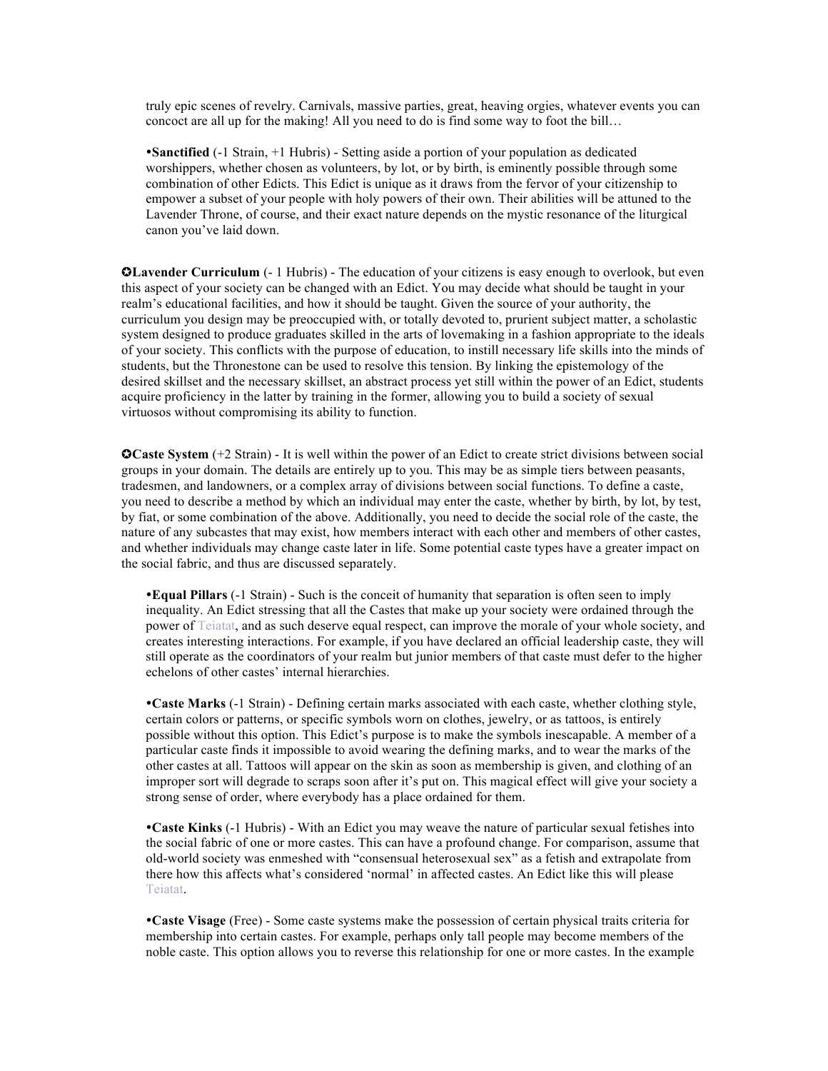truly epic scenes of revelry. Carnivals, massive parties, great, heaving orgies, whatever events you can concoct are all up for the making! All you need to do is find some way to foot the bill…

- **Sanctified** (-1 Strain, +1 Hubris) - Setting aside a portion of your population as dedicated worshippers, whether chosen as volunteers, by lot, or by birth, is eminently possible through some combination of other Edicts. This Edict is unique as it draws from the fervor of your citizenship to empower a subset of your people with holy powers of their own. Their abilities will be attuned to the Lavender Throne, of course, and their exact nature depends on the mystic resonance of the liturgical canon you've laid down.

✪**Lavender Curriculum** (- 1 Hubris) - The education of your citizens is easy enough to overlook, but even this aspect of your society can be changed with an Edict. You may decide what should be taught in your realm's educational facilities, and how it should be taught. Given the source of your authority, the curriculum you design may be preoccupied with, or totally devoted to, prurient subject matter, a scholastic system designed to produce graduates skilled in the arts of lovemaking in a fashion appropriate to the ideals of your society. This conflicts with the purpose of education, to instill necessary life skills into the minds of students, but the Thronestone can be used to resolve this tension. By linking the epistemology of the desired skillset and the necessary skillset, an abstract process yet still within the power of an Edict, students acquire proficiency in the latter by training in the former, allowing you to build a society of sexual virtuosos without compromising its ability to function.

✪**Caste System** (+2 Strain) - It is well within the power of an Edict to create strict divisions between social groups in your domain. The details are entirely up to you. This may be as simple tiers between peasants, tradesmen, and landowners, or a complex array of divisions between social functions. To define a caste, you need to describe a method by which an individual may enter the caste, whether by birth, by lot, by test, by fiat, or some combination of the above. Additionally, you need to decide the social role of the caste, the nature of any subcastes that may exist, how members interact with each other and members of other castes, and whether individuals may change caste later in life. Some potential caste types have a greater impact on the social fabric, and thus are discussed separately.

- **Equal Pillars** (-1 Strain) - Such is the conceit of humanity that separation is often seen to imply inequality. An Edict stressing that all the Castes that make up your society were ordained through the power of Teiatat, and as such deserve equal respect, can improve the morale of your whole society, and creates interesting interactions. For example, if you have declared an official leadership caste, they will still operate as the coordinators of your realm but junior members of that caste must defer to the higher echelons of other castes' internal hierarchies.

- **Caste Marks** (-1 Strain) - Defining certain marks associated with each caste, whether clothing style, certain colors or patterns, or specific symbols worn on clothes, jewelry, or as tattoos, is entirely possible without this option. This Edict's purpose is to make the symbols inescapable. A member of a particular caste finds it impossible to avoid wearing the defining marks, and to wear the marks of the other castes at all. Tattoos will appear on the skin as soon as membership is given, and clothing of an improper sort will degrade to scraps soon after it's put on. This magical effect will give your society a strong sense of order, where everybody has a place ordained for them.

- **Caste Kinks** (-1 Hubris) - With an Edict you may weave the nature of particular sexual fetishes into the social fabric of one or more castes. This can have a profound change. For comparison, assume that old-world society was enmeshed with "consensual heterosexual sex" as a fetish and extrapolate from there how this affects what's considered 'normal' in affected castes. An Edict like this will please Teiatat.

- **Caste Visage** (Free) - Some caste systems make the possession of certain physical traits criteria for membership into certain castes. For example, perhaps only tall people may become members of the noble caste. This option allows you to reverse this relationship for one or more castes. In the example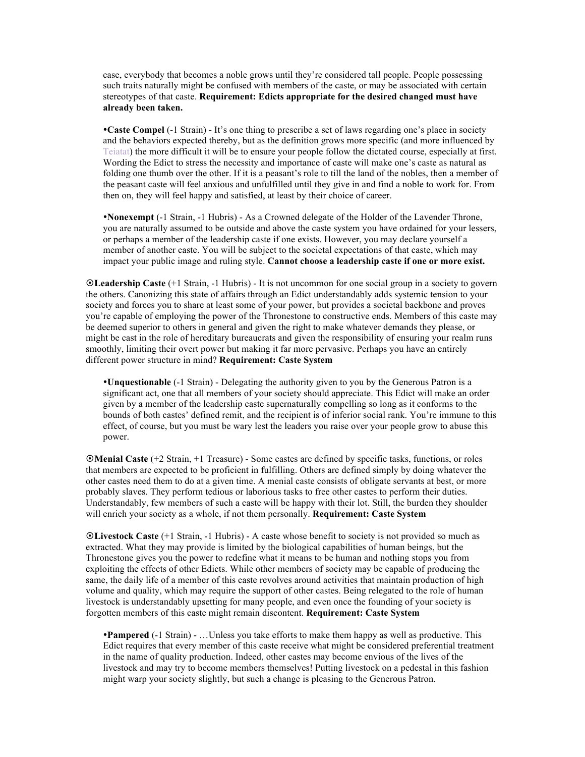case, everybody that becomes a noble grows until they're considered tall people. People possessing such traits naturally might be confused with members of the caste, or may be associated with certain stereotypes of that caste. **Requirement: Edicts appropriate for the desired changed must have already been taken.**

- **Caste Compel** (-1 Strain) - It's one thing to prescribe a set of laws regarding one's place in society and the behaviors expected thereby, but as the definition grows more specific (and more influenced by Teiatat) the more difficult it will be to ensure your people follow the dictated course, especially at first. Wording the Edict to stress the necessity and importance of caste will make one's caste as natural as folding one thumb over the other. If it is a peasant's role to till the land of the nobles, then a member of the peasant caste will feel anxious and unfulfilled until they give in and find a noble to work for. From then on, they will feel happy and satisfied, at least by their choice of career.

- **Nonexempt** (-1 Strain, -1 Hubris) - As a Crowned delegate of the Holder of the Lavender Throne, you are naturally assumed to be outside and above the caste system you have ordained for your lessers, or perhaps a member of the leadership caste if one exists. However, you may declare yourself a member of another caste. You will be subject to the societal expectations of that caste, which may impact your public image and ruling style. **Cannot choose a leadership caste if one or more exist.**

⊙**Leadership Caste** (+1 Strain, -1 Hubris) - It is not uncommon for one social group in a society to govern the others. Canonizing this state of affairs through an Edict understandably adds systemic tension to your society and forces you to share at least some of your power, but provides a societal backbone and proves you're capable of employing the power of the Thronestone to constructive ends. Members of this caste may be deemed superior to others in general and given the right to make whatever demands they please, or might be cast in the role of hereditary bureaucrats and given the responsibility of ensuring your realm runs smoothly, limiting their overt power but making it far more pervasive. Perhaps you have an entirely different power structure in mind? **Requirement: Caste System**

- **Unquestionable** (-1 Strain) - Delegating the authority given to you by the Generous Patron is a significant act, one that all members of your society should appreciate. This Edict will make an order given by a member of the leadership caste supernaturally compelling so long as it conforms to the bounds of both castes' defined remit, and the recipient is of inferior social rank. You're immune to this effect, of course, but you must be wary lest the leaders you raise over your people grow to abuse this power.

⊙**Menial Caste** (+2 Strain, +1 Treasure) - Some castes are defined by specific tasks, functions, or roles that members are expected to be proficient in fulfilling. Others are defined simply by doing whatever the other castes need them to do at a given time. A menial caste consists of obligate servants at best, or more probably slaves. They perform tedious or laborious tasks to free other castes to perform their duties. Understandably, few members of such a caste will be happy with their lot. Still, the burden they shoulder will enrich your society as a whole, if not them personally. **Requirement: Caste System**

⊙**Livestock Caste** (+1 Strain, -1 Hubris) - A caste whose benefit to society is not provided so much as extracted. What they may provide is limited by the biological capabilities of human beings, but the Thronestone gives you the power to redefine what it means to be human and nothing stops you from exploiting the effects of other Edicts. While other members of society may be capable of producing the same, the daily life of a member of this caste revolves around activities that maintain production of high volume and quality, which may require the support of other castes. Being relegated to the role of human livestock is understandably upsetting for many people, and even once the founding of your society is forgotten members of this caste might remain discontent. **Requirement: Caste System**

- **Pampered** (-1 Strain) - …Unless you take efforts to make them happy as well as productive. This Edict requires that every member of this caste receive what might be considered preferential treatment in the name of quality production. Indeed, other castes may become envious of the lives of the livestock and may try to become members themselves! Putting livestock on a pedestal in this fashion might warp your society slightly, but such a change is pleasing to the Generous Patron.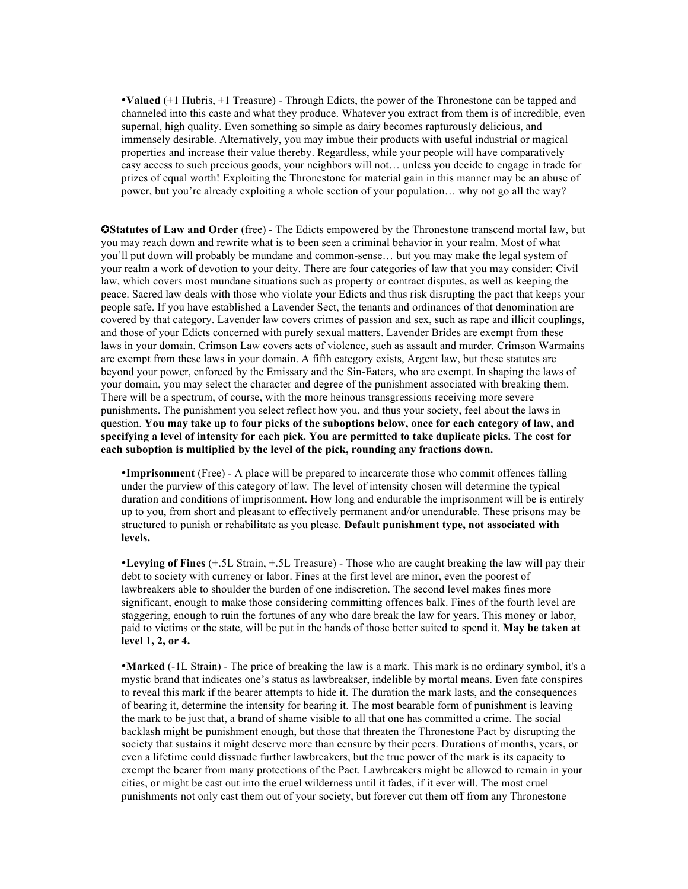•**Valued** (+1 Hubris, +1 Treasure) - Through Edicts, the power of the Thronestone can be tapped and channeled into this caste and what they produce. Whatever you extract from them is of incredible, even supernal, high quality. Even something so simple as dairy becomes rapturously delicious, and immensely desirable. Alternatively, you may imbue their products with useful industrial or magical properties and increase their value thereby. Regardless, while your people will have comparatively easy access to such precious goods, your neighbors will not… unless you decide to engage in trade for prizes of equal worth! Exploiting the Thronestone for material gain in this manner may be an abuse of power, but you're already exploiting a whole section of your population… why not go all the way?

✪**Statutes of Law and Order** (free) - The Edicts empowered by the Thronestone transcend mortal law, but you may reach down and rewrite what is to been seen a criminal behavior in your realm. Most of what you'll put down will probably be mundane and common-sense… but you may make the legal system of your realm a work of devotion to your deity. There are four categories of law that you may consider: Civil law, which covers most mundane situations such as property or contract disputes, as well as keeping the peace. Sacred law deals with those who violate your Edicts and thus risk disrupting the pact that keeps your people safe. If you have established a Lavender Sect, the tenants and ordinances of that denomination are covered by that category. Lavender law covers crimes of passion and sex, such as rape and illicit couplings, and those of your Edicts concerned with purely sexual matters. Lavender Brides are exempt from these laws in your domain. Crimson Law covers acts of violence, such as assault and murder. Crimson Warmains are exempt from these laws in your domain. A fifth category exists, Argent law, but these statutes are beyond your power, enforced by the Emissary and the Sin-Eaters, who are exempt. In shaping the laws of your domain, you may select the character and degree of the punishment associated with breaking them. There will be a spectrum, of course, with the more heinous transgressions receiving more severe punishments. The punishment you select reflect how you, and thus your society, feel about the laws in question. **You may take up to four picks of the suboptions below, once for each category of law, and specifying a level of intensity for each pick. You are permitted to take duplicate picks. The cost for each suboption is multiplied by the level of the pick, rounding any fractions down.**

•**Imprisonment** (Free) - A place will be prepared to incarcerate those who commit offences falling under the purview of this category of law. The level of intensity chosen will determine the typical duration and conditions of imprisonment. How long and endurable the imprisonment will be is entirely up to you, from short and pleasant to effectively permanent and/or unendurable. These prisons may be structured to punish or rehabilitate as you please. **Default punishment type, not associated with levels.**

•**Levying of Fines** (+.5L Strain, +.5L Treasure) - Those who are caught breaking the law will pay their debt to society with currency or labor. Fines at the first level are minor, even the poorest of lawbreakers able to shoulder the burden of one indiscretion. The second level makes fines more significant, enough to make those considering committing offences balk. Fines of the fourth level are staggering, enough to ruin the fortunes of any who dare break the law for years. This money or labor, paid to victims or the state, will be put in the hands of those better suited to spend it. **May be taken at level 1, 2, or 4.**

•**Marked** (-1L Strain) - The price of breaking the law is a mark. This mark is no ordinary symbol, it's a mystic brand that indicates one's status as lawbreaker, indelible by mortal means. Even fate conspires to reveal this mark if the bearer attempts to hide it. The duration the mark lasts, and the consequences of bearing it, determine the intensity for bearing it. The most bearable form of punishment is leaving the mark to be just that, a brand of shame visible to all that one has committed a crime. The social backlash might be punishment enough, but those that threaten the Thronestone Pact by disrupting the society that sustains it might deserve more than censure by their peers. Durations of months, years, or even a lifetime could dissuade further lawbreakers, but the true power of the mark is its capacity to exempt the bearer from many protections of the Pact. Lawbreakers might be allowed to remain in your cities, or might be cast out into the cruel wilderness until it fades, if it ever will. The most cruel punishments not only cast them out of your society, but forever cut them off from any Thronestone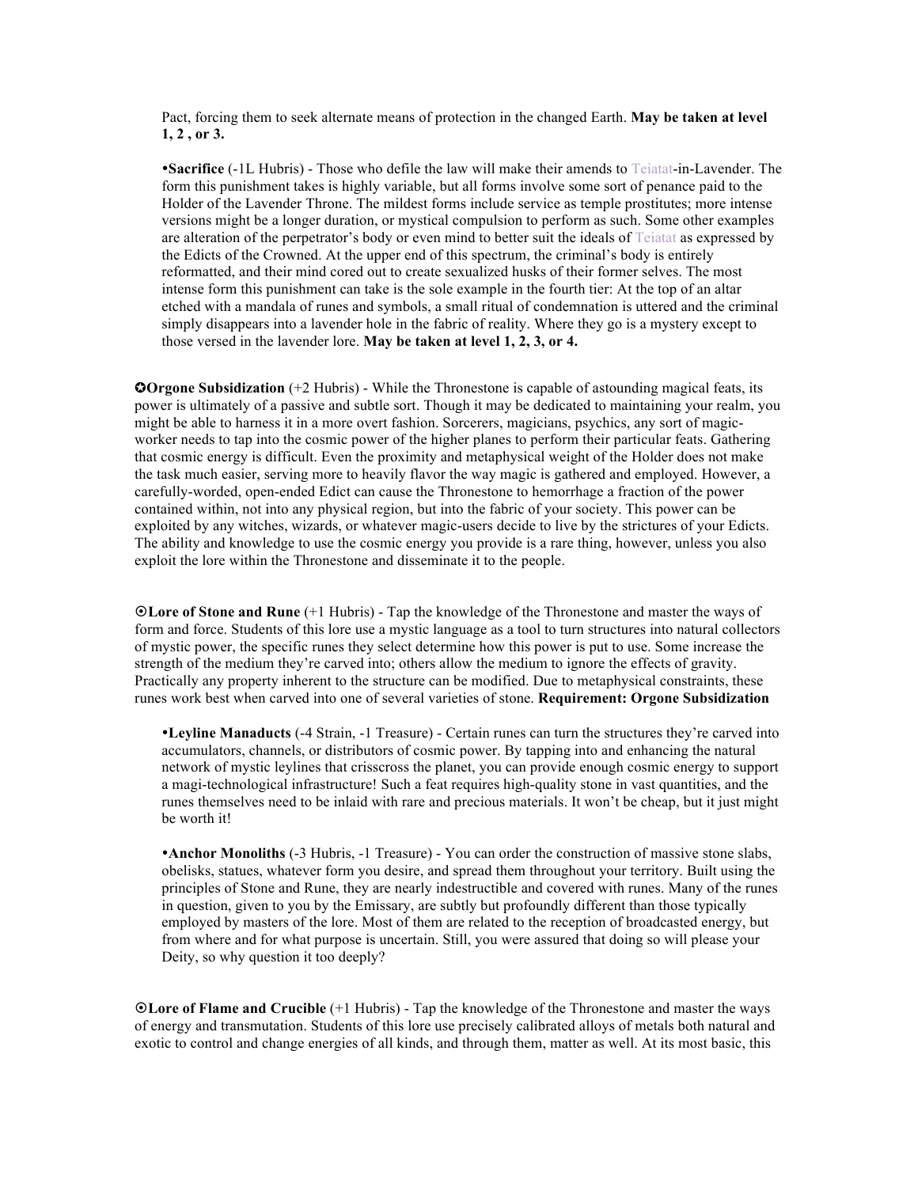Pact, forcing them to seek alternate means of protection in the changed Earth. **May be taken at level 1, 2 , or 3.**

•**Sacrifice** (-1L Hubris) - Those who defile the law will make their amends to Teiatat-in-Lavender. The form this punishment takes is highly variable, but all forms involve some sort of penance paid to the Holder of the Lavender Throne. The mildest forms include service as temple prostitutes; more intense versions might be a longer duration, or mystical compulsion to perform as such. Some other examples are alteration of the perpetrator's body or even mind to better suit the ideals of Teiatat as expressed by the Edicts of the Crowned. At the upper end of this spectrum, the criminal's body is entirely reformatted, and their mind cored out to create sexualized husks of their former selves. The most intense form this punishment can take is the sole example in the fourth tier: At the top of an altar etched with a mandala of runes and symbols, a small ritual of condemnation is uttered and the criminal simply disappears into a lavender hole in the fabric of reality. Where they go is a mystery except to those versed in the lavender lore. **May be taken at level 1, 2, 3, or 4.**

✪**Orgone Subsidization** (+2 Hubris) - While the Thronestone is capable of astounding magical feats, its power is ultimately of a passive and subtle sort. Though it may be dedicated to maintaining your realm, you might be able to harness it in a more overt fashion. Sorcerers, magicians, psychics, any sort of magic-worker needs to tap into the cosmic power of the higher planes to perform their particular feats. Gathering that cosmic energy is difficult. Even the proximity and metaphysical weight of the Holder does not make the task much easier, serving more to heavily flavor the way magic is gathered and employed. However, a carefully-worded, open-ended Edict can cause the Thronestone to hemorrhage a fraction of the power contained within, not into any physical region, but into the fabric of your society. This power can be exploited by any witches, wizards, or whatever magic-users decide to live by the strictures of your Edicts. The ability and knowledge to use the cosmic energy you provide is a rare thing, however, unless you also exploit the lore within the Thronestone and disseminate it to the people.

⦿**Lore of Stone and Rune** (+1 Hubris) - Tap the knowledge of the Thronestone and master the ways of form and force. Students of this lore use a mystic language as a tool to turn structures into natural collectors of mystic power, the specific runes they select determine how this power is put to use. Some increase the strength of the medium they're carved into; others allow the medium to ignore the effects of gravity. Practically any property inherent to the structure can be modified. Due to metaphysical constraints, these runes work best when carved into one of several varieties of stone. **Requirement: Orgone Subsidization**

•**Leyline Manaducts** (-4 Strain, -1 Treasure) - Certain runes can turn the structures they're carved into accumulators, channels, or distributors of cosmic power. By tapping into and enhancing the natural network of mystic leylines that crisscross the planet, you can provide enough cosmic energy to support a magi-technological infrastructure! Such a feat requires high-quality stone in vast quantities, and the runes themselves need to be inlaid with rare and precious materials. It won't be cheap, but it just might be worth it!

•**Anchor Monoliths** (-3 Hubris, -1 Treasure) - You can order the construction of massive stone slabs, obelisks, statues, whatever form you desire, and spread them throughout your territory. Built using the principles of Stone and Rune, they are nearly indestructible and covered with runes. Many of the runes in question, given to you by the Emissary, are subtly but profoundly different than those typically employed by masters of the lore. Most of them are related to the reception of broadcasted energy, but from where and for what purpose is uncertain. Still, you were assured that doing so will please your Deity, so why question it too deeply?

⦿**Lore of Flame and Crucible** (+1 Hubris) - Tap the knowledge of the Thronestone and master the ways of energy and transmutation. Students of this lore use precisely calibrated alloys of metals both natural and exotic to control and change energies of all kinds, and through them, matter as well. At its most basic, this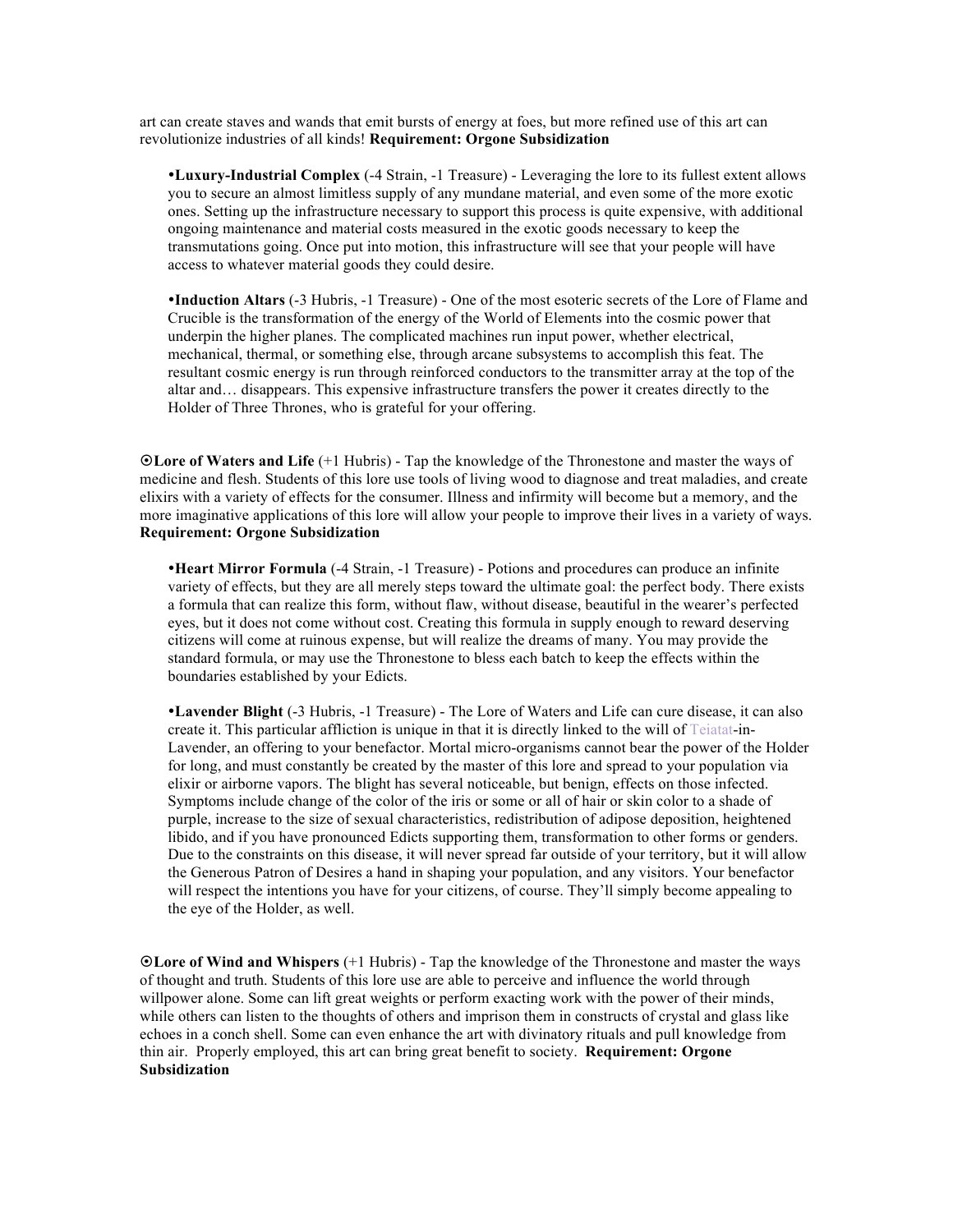art can create staves and wands that emit bursts of energy at foes, but more refined use of this art can revolutionize industries of all kinds! **Requirement: Orgone Subsidization**

- **Luxury-Industrial Complex** (-4 Strain, -1 Treasure) - Leveraging the lore to its fullest extent allows you to secure an almost limitless supply of any mundane material, and even some of the more exotic ones. Setting up the infrastructure necessary to support this process is quite expensive, with additional ongoing maintenance and material costs measured in the exotic goods necessary to keep the transmutations going. Once put into motion, this infrastructure will see that your people will have access to whatever material goods they could desire.

- **Induction Altars** (-3 Hubris, -1 Treasure) - One of the most esoteric secrets of the Lore of Flame and Crucible is the transformation of the energy of the World of Elements into the cosmic power that underpin the higher planes. The complicated machines run input power, whether electrical, mechanical, thermal, or something else, through arcane subsystems to accomplish this feat. The resultant cosmic energy is run through reinforced conductors to the transmitter array at the top of the altar and… disappears. This expensive infrastructure transfers the power it creates directly to the Holder of Three Thrones, who is grateful for your offering.

⦿**Lore of Waters and Life** (+1 Hubris) - Tap the knowledge of the Thronestone and master the ways of medicine and flesh. Students of this lore use tools of living wood to diagnose and treat maladies, and create elixirs with a variety of effects for the consumer. Illness and infirmity will become but a memory, and the more imaginative applications of this lore will allow your people to improve their lives in a variety of ways. **Requirement: Orgone Subsidization**

- **Heart Mirror Formula** (-4 Strain, -1 Treasure) - Potions and procedures can produce an infinite variety of effects, but they are all merely steps toward the ultimate goal: the perfect body. There exists a formula that can realize this form, without flaw, without disease, beautiful in the wearer's perfected eyes, but it does not come without cost. Creating this formula in supply enough to reward deserving citizens will come at ruinous expense, but will realize the dreams of many. You may provide the standard formula, or may use the Thronestone to bless each batch to keep the effects within the boundaries established by your Edicts.

- **Lavender Blight** (-3 Hubris, -1 Treasure) - The Lore of Waters and Life can cure disease, it can also create it. This particular affliction is unique in that it is directly linked to the will of Teiatat-in-Lavender, an offering to your benefactor. Mortal micro-organisms cannot bear the power of the Holder for long, and must constantly be created by the master of this lore and spread to your population via elixir or airborne vapors. The blight has several noticeable, but benign, effects on those infected. Symptoms include change of the color of the iris or some or all of hair or skin color to a shade of purple, increase to the size of sexual characteristics, redistribution of adipose deposition, heightened libido, and if you have pronounced Edicts supporting them, transformation to other forms or genders. Due to the constraints on this disease, it will never spread far outside of your territory, but it will allow the Generous Patron of Desires a hand in shaping your population, and any visitors. Your benefactor will respect the intentions you have for your citizens, of course. They'll simply become appealing to the eye of the Holder, as well.

⦿**Lore of Wind and Whispers** (+1 Hubris) - Tap the knowledge of the Thronestone and master the ways of thought and truth. Students of this lore use are able to perceive and influence the world through willpower alone. Some can lift great weights or perform exacting work with the power of their minds, while others can listen to the thoughts of others and imprison them in constructs of crystal and glass like echoes in a conch shell. Some can even enhance the art with divinatory rituals and pull knowledge from thin air. Properly employed, this art can bring great benefit to society. **Requirement: Orgone Subsidization**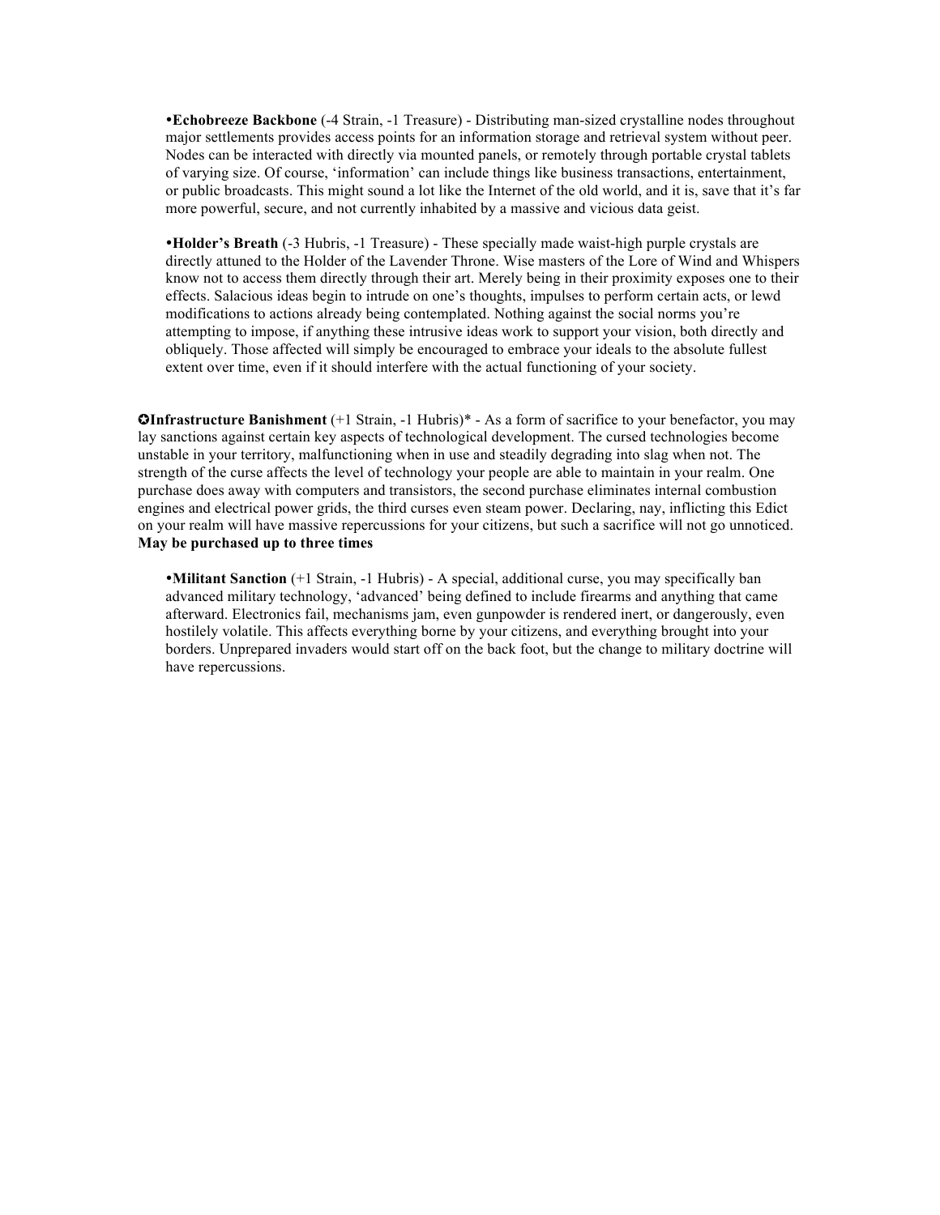- **Echobreeze Backbone** (-4 Strain, -1 Treasure) - Distributing man-sized crystalline nodes throughout major settlements provides access points for an information storage and retrieval system without peer. Nodes can be interacted with directly via mounted panels, or remotely through portable crystal tablets of varying size. Of course, 'information' can include things like business transactions, entertainment, or public broadcasts. This might sound a lot like the Internet of the old world, and it is, save that it's far more powerful, secure, and not currently inhabited by a massive and vicious data geist.

- **Holder's Breath** (-3 Hubris, -1 Treasure) - These specially made waist-high purple crystals are directly attuned to the Holder of the Lavender Throne. Wise masters of the Lore of Wind and Whispers know not to access them directly through their art. Merely being in their proximity exposes one to their effects. Salacious ideas begin to intrude on one's thoughts, impulses to perform certain acts, or lewd modifications to actions already being contemplated. Nothing against the social norms you're attempting to impose, if anything these intrusive ideas work to support your vision, both directly and obliquely. Those affected will simply be encouraged to embrace your ideals to the absolute fullest extent over time, even if it should interfere with the actual functioning of your society.

✪**Infrastructure Banishment** (+1 Strain, -1 Hubris)* - As a form of sacrifice to your benefactor, you may lay sanctions against certain key aspects of technological development. The cursed technologies become unstable in your territory, malfunctioning when in use and steadily degrading into slag when not. The strength of the curse affects the level of technology your people are able to maintain in your realm. One purchase does away with computers and transistors, the second purchase eliminates internal combustion engines and electrical power grids, the third curses even steam power. Declaring, nay, inflicting this Edict on your realm will have massive repercussions for your citizens, but such a sacrifice will not go unnoticed. **May be purchased up to three times**

- **Militant Sanction** (+1 Strain, -1 Hubris) - A special, additional curse, you may specifically ban advanced military technology, 'advanced' being defined to include firearms and anything that came afterward. Electronics fail, mechanisms jam, even gunpowder is rendered inert, or dangerously, even hostilely volatile. This affects everything borne by your citizens, and everything brought into your borders. Unprepared invaders would start off on the back foot, but the change to military doctrine will have repercussions.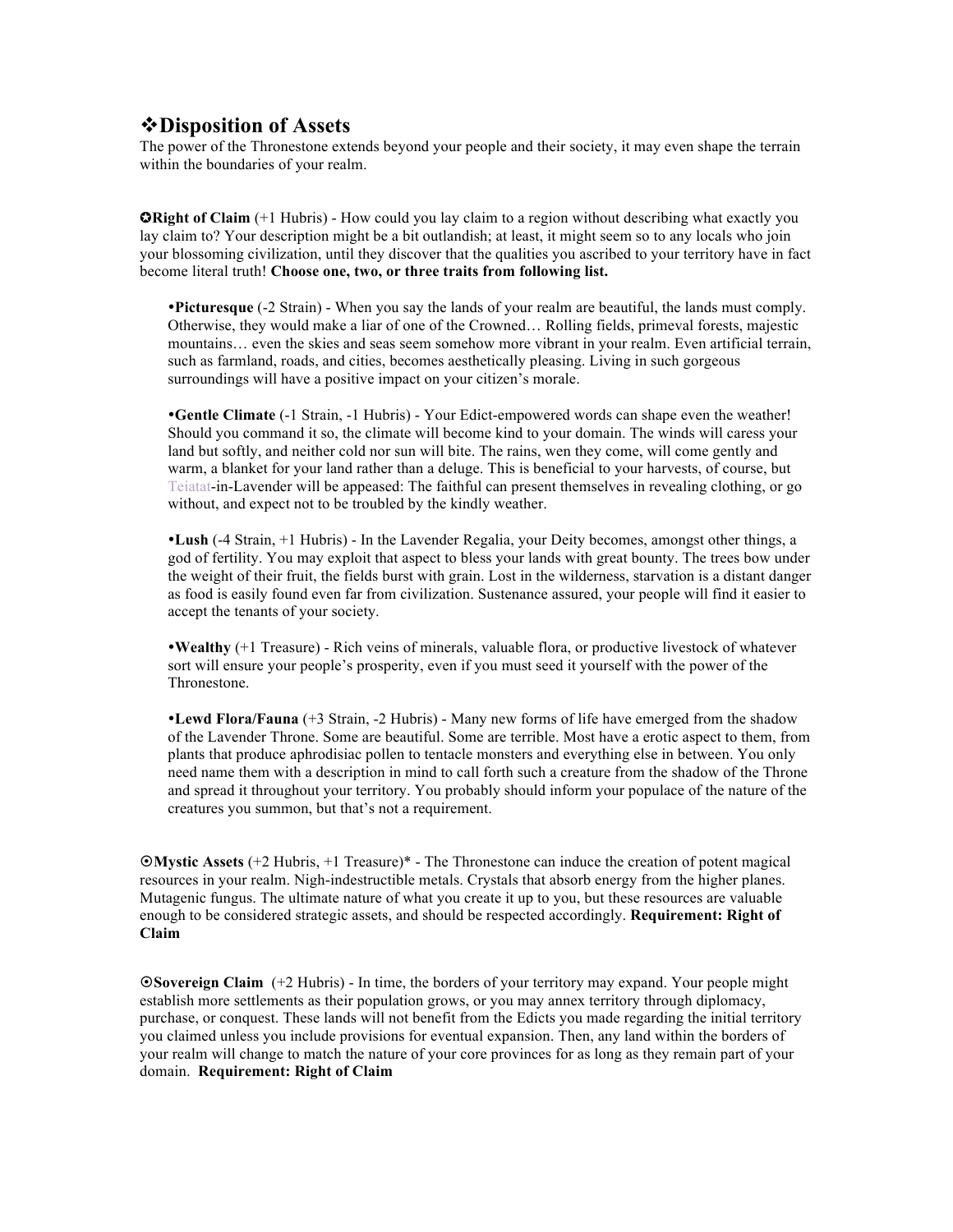## ❖Disposition of Assets

The power of the Thronestone extends beyond your people and their society, it may even shape the terrain within the boundaries of your realm.

✪**Right of Claim** (+1 Hubris) - How could you lay claim to a region without describing what exactly you lay claim to? Your description might be a bit outlandish; at least, it might seem so to any locals who join your blossoming civilization, until they discover that the qualities you ascribed to your territory have in fact become literal truth! **Choose one, two, or three traits from following list.**

- **Picturesque** (-2 Strain) - When you say the lands of your realm are beautiful, the lands must comply. Otherwise, they would make a liar of one of the Crowned… Rolling fields, primeval forests, majestic mountains… even the skies and seas seem somehow more vibrant in your realm. Even artificial terrain, such as farmland, roads, and cities, becomes aesthetically pleasing. Living in such gorgeous surroundings will have a positive impact on your citizen's morale.

- **Gentle Climate** (-1 Strain, -1 Hubris) - Your Edict-empowered words can shape even the weather! Should you command it so, the climate will become kind to your domain. The winds will caress your land but softly, and neither cold nor sun will bite. The rains, wen they come, will come gently and warm, a blanket for your land rather than a deluge. This is beneficial to your harvests, of course, but Teiatat-in-Lavender will be appeased: The faithful can present themselves in revealing clothing, or go without, and expect not to be troubled by the kindly weather.

- **Lush** (-4 Strain, +1 Hubris) - In the Lavender Regalia, your Deity becomes, amongst other things, a god of fertility. You may exploit that aspect to bless your lands with great bounty. The trees bow under the weight of their fruit, the fields burst with grain. Lost in the wilderness, starvation is a distant danger as food is easily found even far from civilization. Sustenance assured, your people will find it easier to accept the tenants of your society.

- **Wealthy** (+1 Treasure) - Rich veins of minerals, valuable flora, or productive livestock of whatever sort will ensure your people's prosperity, even if you must seed it yourself with the power of the Thronestone.

- **Lewd Flora/Fauna** (+3 Strain, -2 Hubris) - Many new forms of life have emerged from the shadow of the Lavender Throne. Some are beautiful. Some are terrible. Most have a erotic aspect to them, from plants that produce aphrodisiac pollen to tentacle monsters and everything else in between. You only need name them with a description in mind to call forth such a creature from the shadow of the Throne and spread it throughout your territory. You probably should inform your populace of the nature of the creatures you summon, but that's not a requirement.

⦿**Mystic Assets** (+2 Hubris, +1 Treasure)* - The Thronestone can induce the creation of potent magical resources in your realm. Nigh-indestructible metals. Crystals that absorb energy from the higher planes. Mutagenic fungus. The ultimate nature of what you create it up to you, but these resources are valuable enough to be considered strategic assets, and should be respected accordingly. **Requirement: Right of Claim**

⦿**Sovereign Claim** (+2 Hubris) - In time, the borders of your territory may expand. Your people might establish more settlements as their population grows, or you may annex territory through diplomacy, purchase, or conquest. These lands will not benefit from the Edicts you made regarding the initial territory you claimed unless you include provisions for eventual expansion. Then, any land within the borders of your realm will change to match the nature of your core provinces for as long as they remain part of your domain. **Requirement: Right of Claim**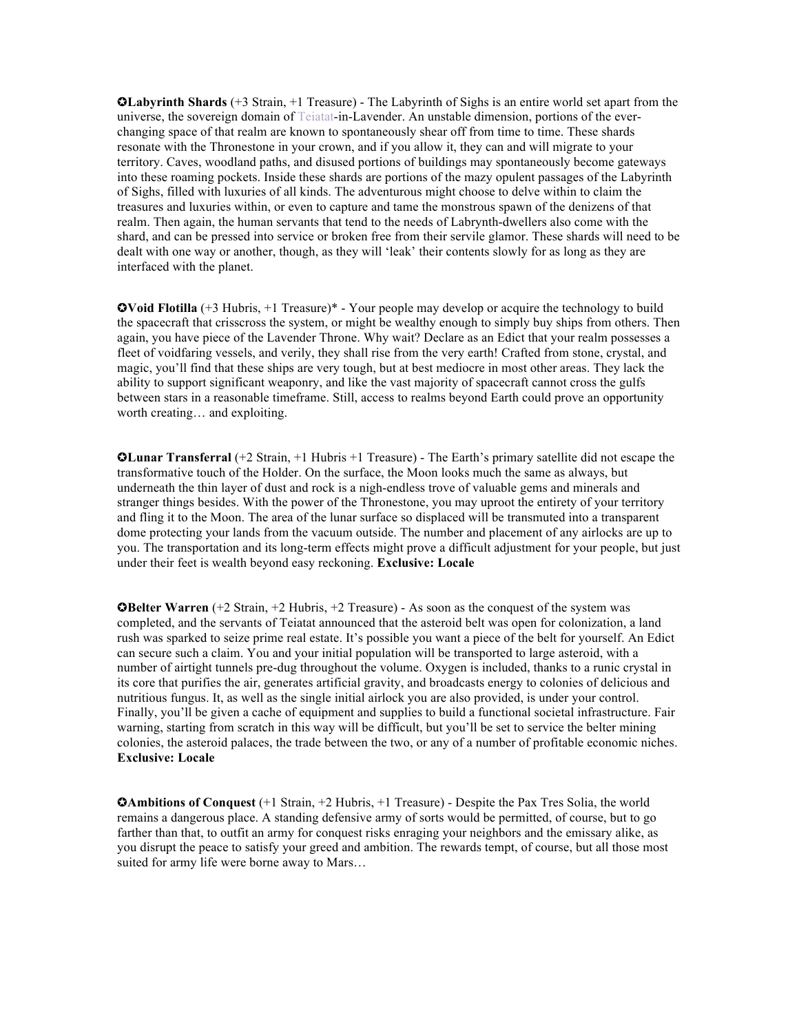✪**Labyrinth Shards** (+3 Strain, +1 Treasure) - The Labyrinth of Sighs is an entire world set apart from the universe, the sovereign domain of Teiatat-in-Lavender. An unstable dimension, portions of the ever-changing space of that realm are known to spontaneously shear off from time to time. These shards resonate with the Thronestone in your crown, and if you allow it, they can and will migrate to your territory. Caves, woodland paths, and disused portions of buildings may spontaneously become gateways into these roaming pockets. Inside these shards are portions of the mazy opulent passages of the Labyrinth of Sighs, filled with luxuries of all kinds. The adventurous might choose to delve within to claim the treasures and luxuries within, or even to capture and tame the monstrous spawn of the denizens of that realm. Then again, the human servants that tend to the needs of Labrynth-dwellers also come with the shard, and can be pressed into service or broken free from their servile glamor. These shards will need to be dealt with one way or another, though, as they will 'leak' their contents slowly for as long as they are interfaced with the planet.

✪**Void Flotilla** (+3 Hubris, +1 Treasure)* - Your people may develop or acquire the technology to build the spacecraft that crisscross the system, or might be wealthy enough to simply buy ships from others. Then again, you have piece of the Lavender Throne. Why wait? Declare as an Edict that your realm possesses a fleet of voidfaring vessels, and verily, they shall rise from the very earth! Crafted from stone, crystal, and magic, you'll find that these ships are very tough, but at best mediocre in most other areas. They lack the ability to support significant weaponry, and like the vast majority of spacecraft cannot cross the gulfs between stars in a reasonable timeframe. Still, access to realms beyond Earth could prove an opportunity worth creating… and exploiting.

✪**Lunar Transferral** (+2 Strain, +1 Hubris +1 Treasure) - The Earth's primary satellite did not escape the transformative touch of the Holder. On the surface, the Moon looks much the same as always, but underneath the thin layer of dust and rock is a nigh-endless trove of valuable gems and minerals and stranger things besides. With the power of the Thronestone, you may uproot the entirety of your territory and fling it to the Moon. The area of the lunar surface so displaced will be transmuted into a transparent dome protecting your lands from the vacuum outside. The number and placement of any airlocks are up to you. The transportation and its long-term effects might prove a difficult adjustment for your people, but just under their feet is wealth beyond easy reckoning. **Exclusive: Locale**

✪**Belter Warren** (+2 Strain, +2 Hubris, +2 Treasure) - As soon as the conquest of the system was completed, and the servants of Teiatat announced that the asteroid belt was open for colonization, a land rush was sparked to seize prime real estate. It's possible you want a piece of the belt for yourself. An Edict can secure such a claim. You and your initial population will be transported to large asteroid, with a number of airtight tunnels pre-dug throughout the volume. Oxygen is included, thanks to a runic crystal in its core that purifies the air, generates artificial gravity, and broadcasts energy to colonies of delicious and nutritious fungus. It, as well as the single initial airlock you are also provided, is under your control. Finally, you'll be given a cache of equipment and supplies to build a functional societal infrastructure. Fair warning, starting from scratch in this way will be difficult, but you'll be set to service the belter mining colonies, the asteroid palaces, the trade between the two, or any of a number of profitable economic niches. **Exclusive: Locale**

✪**Ambitions of Conquest** (+1 Strain, +2 Hubris, +1 Treasure) - Despite the Pax Tres Solia, the world remains a dangerous place. A standing defensive army of sorts would be permitted, of course, but to go farther than that, to outfit an army for conquest risks enraging your neighbors and the emissary alike, as you disrupt the peace to satisfy your greed and ambition. The rewards tempt, of course, but all those most suited for army life were borne away to Mars…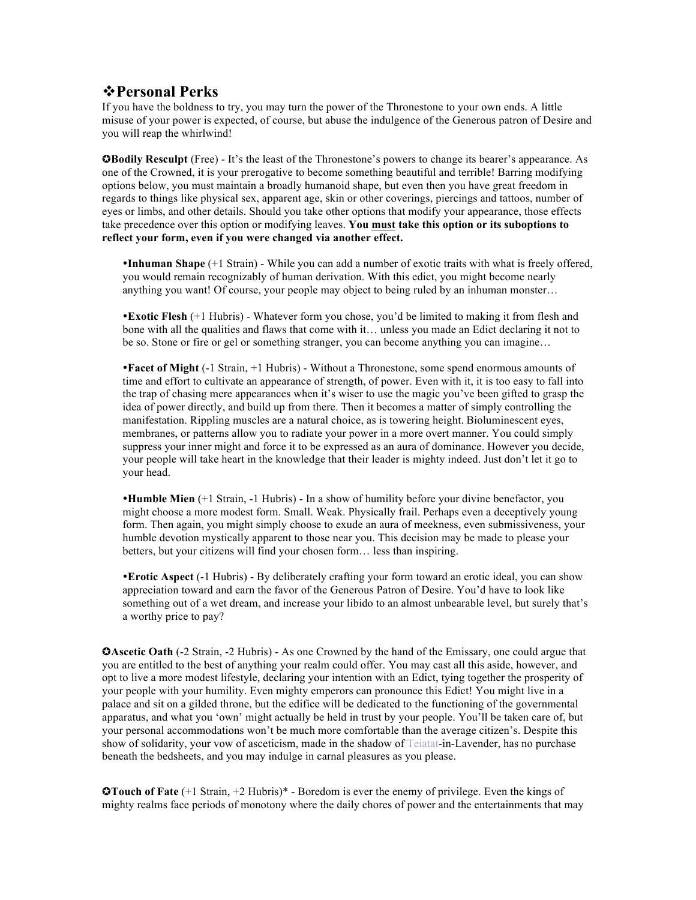## ❖Personal Perks

If you have the boldness to try, you may turn the power of the Thronestone to your own ends. A little misuse of your power is expected, of course, but abuse the indulgence of the Generous patron of Desire and you will reap the whirlwind!

✪**Bodily Resculpt** (Free) - It's the least of the Thronestone's powers to change its bearer's appearance. As one of the Crowned, it is your prerogative to become something beautiful and terrible! Barring modifying options below, you must maintain a broadly humanoid shape, but even then you have great freedom in regards to things like physical sex, apparent age, skin or other coverings, piercings and tattoos, number of eyes or limbs, and other details. Should you take other options that modify your appearance, those effects take precedence over this option or modifying leaves. **You <u>must</u> take this option or its suboptions to reflect your form, even if you were changed via another effect.**

- **Inhuman Shape** (+1 Strain) - While you can add a number of exotic traits with what is freely offered, you would remain recognizably of human derivation. With this edict, you might become nearly anything you want! Of course, your people may object to being ruled by an inhuman monster…

- **Exotic Flesh** (+1 Hubris) - Whatever form you chose, you'd be limited to making it from flesh and bone with all the qualities and flaws that come with it… unless you made an Edict declaring it not to be so. Stone or fire or gel or something stranger, you can become anything you can imagine…

- **Facet of Might** (-1 Strain, +1 Hubris) - Without a Thronestone, some spend enormous amounts of time and effort to cultivate an appearance of strength, of power. Even with it, it is too easy to fall into the trap of chasing mere appearances when it's wiser to use the magic you've been gifted to grasp the idea of power directly, and build up from there. Then it becomes a matter of simply controlling the manifestation. Rippling muscles are a natural choice, as is towering height. Bioluminescent eyes, membranes, or patterns allow you to radiate your power in a more overt manner. You could simply suppress your inner might and force it to be expressed as an aura of dominance. However you decide, your people will take heart in the knowledge that their leader is mighty indeed. Just don't let it go to your head.

- **Humble Mien** (+1 Strain, -1 Hubris) - In a show of humility before your divine benefactor, you might choose a more modest form. Small. Weak. Physically frail. Perhaps even a deceptively young form. Then again, you might simply choose to exude an aura of meekness, even submissiveness, your humble devotion mystically apparent to those near you. This decision may be made to please your betters, but your citizens will find your chosen form… less than inspiring.

- **Erotic Aspect** (-1 Hubris) - By deliberately crafting your form toward an erotic ideal, you can show appreciation toward and earn the favor of the Generous Patron of Desire. You'd have to look like something out of a wet dream, and increase your libido to an almost unbearable level, but surely that's a worthy price to pay?

✪**Ascetic Oath** (-2 Strain, -2 Hubris) - As one Crowned by the hand of the Emissary, one could argue that you are entitled to the best of anything your realm could offer. You may cast all this aside, however, and opt to live a more modest lifestyle, declaring your intention with an Edict, tying together the prosperity of your people with your humility. Even mighty emperors can pronounce this Edict! You might live in a palace and sit on a gilded throne, but the edifice will be dedicated to the functioning of the governmental apparatus, and what you 'own' might actually be held in trust by your people. You'll be taken care of, but your personal accommodations won't be much more comfortable than the average citizen's. Despite this show of solidarity, your vow of asceticism, made in the shadow of Teiatat-in-Lavender, has no purchase beneath the bedsheets, and you may indulge in carnal pleasures as you please.

✪**Touch of Fate** (+1 Strain, +2 Hubris)* - Boredom is ever the enemy of privilege. Even the kings of mighty realms face periods of monotony where the daily chores of power and the entertainments that may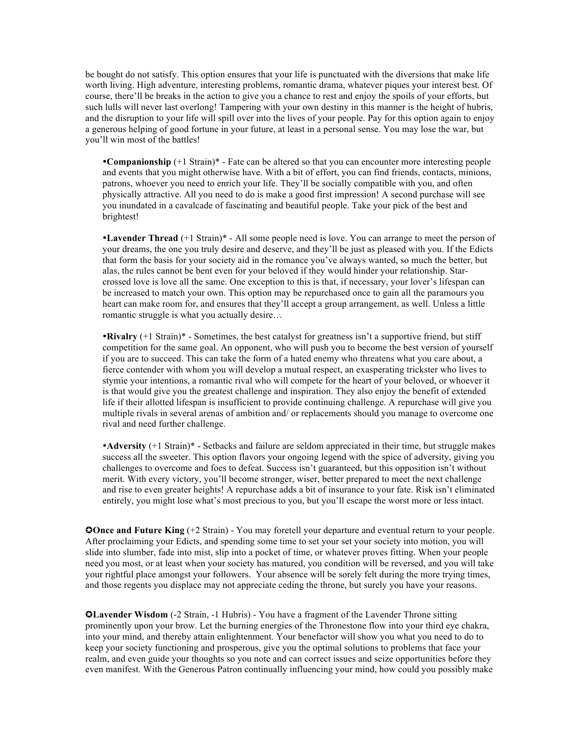be bought do not satisfy. This option ensures that your life is punctuated with the diversions that make life worth living. High adventure, interesting problems, romantic drama, whatever piques your interest best. Of course, there'll be breaks in the action to give you a chance to rest and enjoy the spoils of your efforts, but such lulls will never last overlong! Tampering with your own destiny in this manner is the height of hubris, and the disruption to your life will spill over into the lives of your people. Pay for this option again to enjoy a generous helping of good fortune in your future, at least in a personal sense. You may lose the war, but you'll win most of the battles!

- **Companionship** (+1 Strain)* - Fate can be altered so that you can encounter more interesting people and events that you might otherwise have. With a bit of effort, you can find friends, contacts, minions, patrons, whoever you need to enrich your life. They'll be socially compatible with you, and often physically attractive. All you need to do is make a good first impression! A second purchase will see you inundated in a cavalcade of fascinating and beautiful people. Take your pick of the best and brightest!

- **Lavender Thread** (+1 Strain)* - All some people need is love. You can arrange to meet the person of your dreams, the one you truly desire and deserve, and they'll be just as pleased with you. If the Edicts that form the basis for your society aid in the romance you've always wanted, so much the better, but alas, the rules cannot be bent even for your beloved if they would hinder your relationship. Star-crossed love is love all the same. One exception to this is that, if necessary, your lover's lifespan can be increased to match your own. This option may be repurchased once to gain all the paramours you heart can make room for, and ensures that they'll accept a group arrangement, as well. Unless a little romantic struggle is what you actually desire…

- **Rivalry** (+1 Strain)* - Sometimes, the best catalyst for greatness isn't a supportive friend, but stiff competition for the same goal. An opponent, who will push you to become the best version of yourself if you are to succeed. This can take the form of a hated enemy who threatens what you care about, a fierce contender with whom you will develop a mutual respect, an exasperating trickster who lives to stymie your intentions, a romantic rival who will compete for the heart of your beloved, or whoever it is that would give you the greatest challenge and inspiration. They also enjoy the benefit of extended life if their allotted lifespan is insufficient to provide continuing challenge. A repurchase will give you multiple rivals in several arenas of ambition and/ or replacements should you manage to overcome one rival and need further challenge.

- **Adversity** (+1 Strain)* - Setbacks and failure are seldom appreciated in their time, but struggle makes success all the sweeter. This option flavors your ongoing legend with the spice of adversity, giving you challenges to overcome and foes to defeat. Success isn't guaranteed, but this opposition isn't without merit. With every victory, you'll become stronger, wiser, better prepared to meet the next challenge and rise to even greater heights! A repurchase adds a bit of insurance to your fate. Risk isn't eliminated entirely, you might lose what's most precious to you, but you'll escape the worst more or less intact.

✪**Once and Future King** (+2 Strain) - You may foretell your departure and eventual return to your people. After proclaiming your Edicts, and spending some time to set your set your society into motion, you will slide into slumber, fade into mist, slip into a pocket of time, or whatever proves fitting. When your people need you most, or at least when your society has matured, you condition will be reversed, and you will take your rightful place amongst your followers. Your absence will be sorely felt during the more trying times, and those regents you displace may not appreciate ceding the throne, but surely you have your reasons.

✪**Lavender Wisdom** (-2 Strain, -1 Hubris) - You have a fragment of the Lavender Throne sitting prominently upon your brow. Let the burning energies of the Thronestone flow into your third eye chakra, into your mind, and thereby attain enlightenment. Your benefactor will show you what you need to do to keep your society functioning and prosperous, give you the optimal solutions to problems that face your realm, and even guide your thoughts so you note and can correct issues and seize opportunities before they even manifest. With the Generous Patron continually influencing your mind, how could you possibly make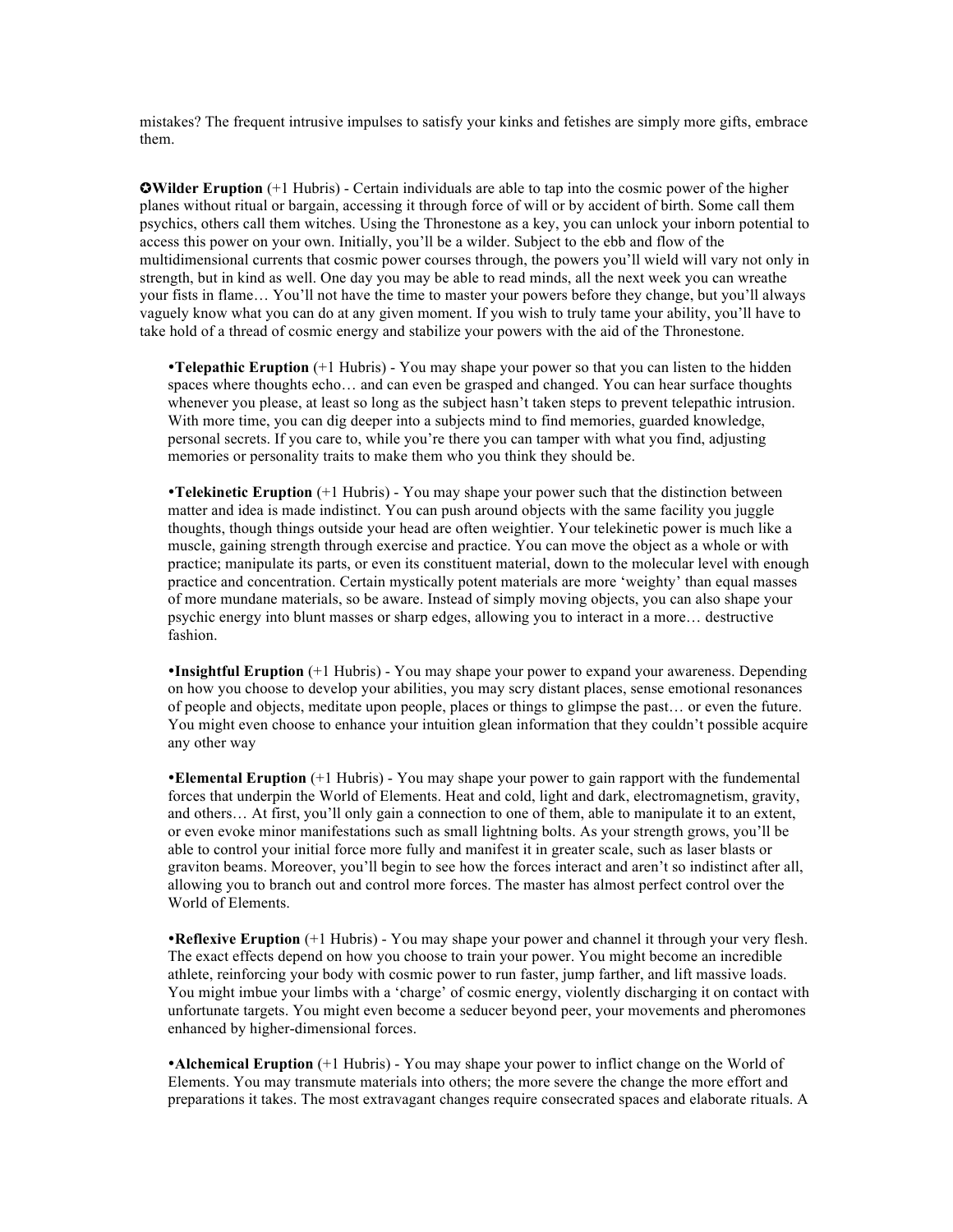mistakes? The frequent intrusive impulses to satisfy your kinks and fetishes are simply more gifts, embrace them.

✪**Wilder Eruption** (+1 Hubris) - Certain individuals are able to tap into the cosmic power of the higher planes without ritual or bargain, accessing it through force of will or by accident of birth. Some call them psychics, others call them witches. Using the Thronestone as a key, you can unlock your inborn potential to access this power on your own. Initially, you'll be a wilder. Subject to the ebb and flow of the multidimensional currents that cosmic power courses through, the powers you'll wield will vary not only in strength, but in kind as well. One day you may be able to read minds, all the next week you can wreathe your fists in flame… You'll not have the time to master your powers before they change, but you'll always vaguely know what you can do at any given moment. If you wish to truly tame your ability, you'll have to take hold of a thread of cosmic energy and stabilize your powers with the aid of the Thronestone.

- **Telepathic Eruption** (+1 Hubris) - You may shape your power so that you can listen to the hidden spaces where thoughts echo… and can even be grasped and changed. You can hear surface thoughts whenever you please, at least so long as the subject hasn't taken steps to prevent telepathic intrusion. With more time, you can dig deeper into a subjects mind to find memories, guarded knowledge, personal secrets. If you care to, while you're there you can tamper with what you find, adjusting memories or personality traits to make them who you think they should be.

- **Telekinetic Eruption** (+1 Hubris) - You may shape your power such that the distinction between matter and idea is made indistinct. You can push around objects with the same facility you juggle thoughts, though things outside your head are often weightier. Your telekinetic power is much like a muscle, gaining strength through exercise and practice. You can move the object as a whole or with practice; manipulate its parts, or even its constituent material, down to the molecular level with enough practice and concentration. Certain mystically potent materials are more 'weighty' than equal masses of more mundane materials, so be aware. Instead of simply moving objects, you can also shape your psychic energy into blunt masses or sharp edges, allowing you to interact in a more… destructive fashion.

- **Insightful Eruption** (+1 Hubris) - You may shape your power to expand your awareness. Depending on how you choose to develop your abilities, you may scry distant places, sense emotional resonances of people and objects, meditate upon people, places or things to glimpse the past… or even the future. You might even choose to enhance your intuition glean information that they couldn't possible acquire any other way

- **Elemental Eruption** (+1 Hubris) - You may shape your power to gain rapport with the fundemental forces that underpin the World of Elements. Heat and cold, light and dark, electromagnetism, gravity, and others… At first, you'll only gain a connection to one of them, able to manipulate it to an extent, or even evoke minor manifestations such as small lightning bolts. As your strength grows, you'll be able to control your initial force more fully and manifest it in greater scale, such as laser blasts or graviton beams. Moreover, you'll begin to see how the forces interact and aren't so indistinct after all, allowing you to branch out and control more forces. The master has almost perfect control over the World of Elements.

- **Reflexive Eruption** (+1 Hubris) - You may shape your power and channel it through your very flesh. The exact effects depend on how you choose to train your power. You might become an incredible athlete, reinforcing your body with cosmic power to run faster, jump farther, and lift massive loads. You might imbue your limbs with a 'charge' of cosmic energy, violently discharging it on contact with unfortunate targets. You might even become a seducer beyond peer, your movements and pheromones enhanced by higher-dimensional forces.

- **Alchemical Eruption** (+1 Hubris) - You may shape your power to inflict change on the World of Elements. You may transmute materials into others; the more severe the change the more effort and preparations it takes. The most extravagant changes require consecrated spaces and elaborate rituals. A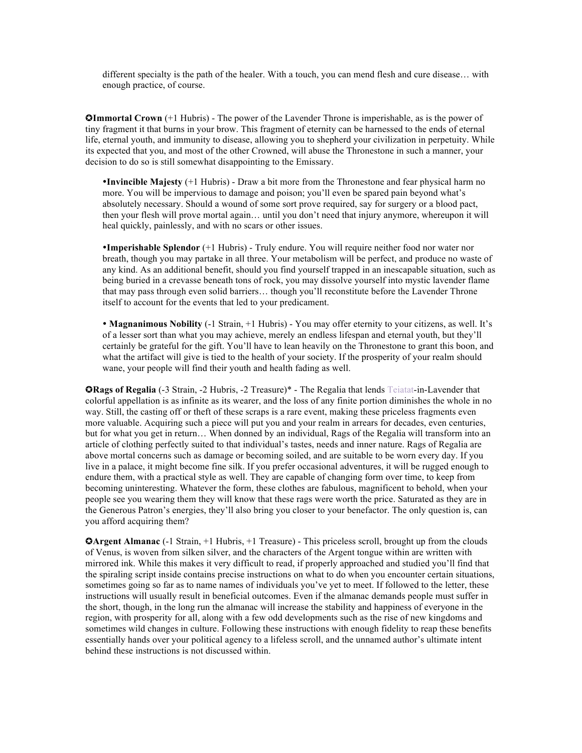different specialty is the path of the healer. With a touch, you can mend flesh and cure disease… with enough practice, of course.

✪**Immortal Crown** (+1 Hubris) - The power of the Lavender Throne is imperishable, as is the power of tiny fragment it that burns in your brow. This fragment of eternity can be harnessed to the ends of eternal life, eternal youth, and immunity to disease, allowing you to shepherd your civilization in perpetuity. While its expected that you, and most of the other Crowned, will abuse the Thronestone in such a manner, your decision to do so is still somewhat disappointing to the Emissary.

- **Invincible Majesty** (+1 Hubris) - Draw a bit more from the Thronestone and fear physical harm no more. You will be impervious to damage and poison; you'll even be spared pain beyond what's absolutely necessary. Should a wound of some sort prove required, say for surgery or a blood pact, then your flesh will prove mortal again… until you don't need that injury anymore, whereupon it will heal quickly, painlessly, and with no scars or other issues.

- **Imperishable Splendor** (+1 Hubris) - Truly endure. You will require neither food nor water nor breath, though you may partake in all three. Your metabolism will be perfect, and produce no waste of any kind. As an additional benefit, should you find yourself trapped in an inescapable situation, such as being buried in a crevasse beneath tons of rock, you may dissolve yourself into mystic lavender flame that may pass through even solid barriers… though you'll reconstitute before the Lavender Throne itself to account for the events that led to your predicament.

- **Magnanimous Nobility** (-1 Strain, +1 Hubris) - You may offer eternity to your citizens, as well. It's of a lesser sort than what you may achieve, merely an endless lifespan and eternal youth, but they'll certainly be grateful for the gift. You'll have to lean heavily on the Thronestone to grant this boon, and what the artifact will give is tied to the health of your society. If the prosperity of your realm should wane, your people will find their youth and health fading as well.

✪**Rags of Regalia** (-3 Strain, -2 Hubris, -2 Treasure)* - The Regalia that lends Teiatat-in-Lavender that colorful appellation is as infinite as its wearer, and the loss of any finite portion diminishes the whole in no way. Still, the casting off or theft of these scraps is a rare event, making these priceless fragments even more valuable. Acquiring such a piece will put you and your realm in arrears for decades, even centuries, but for what you get in return… When donned by an individual, Rags of the Regalia will transform into an article of clothing perfectly suited to that individual's tastes, needs and inner nature. Rags of Regalia are above mortal concerns such as damage or becoming soiled, and are suitable to be worn every day. If you live in a palace, it might become fine silk. If you prefer occasional adventures, it will be rugged enough to endure them, with a practical style as well. They are capable of changing form over time, to keep from becoming uninteresting. Whatever the form, these clothes are fabulous, magnificent to behold, when your people see you wearing them they will know that these rags were worth the price. Saturated as they are in the Generous Patron's energies, they'll also bring you closer to your benefactor. The only question is, can you afford acquiring them?

✪**Argent Almanac** (-1 Strain, +1 Hubris, +1 Treasure) - This priceless scroll, brought up from the clouds of Venus, is woven from silken silver, and the characters of the Argent tongue within are written with mirrored ink. While this makes it very difficult to read, if properly approached and studied you'll find that the spiraling script inside contains precise instructions on what to do when you encounter certain situations, sometimes going so far as to name names of individuals you've yet to meet. If followed to the letter, these instructions will usually result in beneficial outcomes. Even if the almanac demands people must suffer in the short, though, in the long run the almanac will increase the stability and happiness of everyone in the region, with prosperity for all, along with a few odd developments such as the rise of new kingdoms and sometimes wild changes in culture. Following these instructions with enough fidelity to reap these benefits essentially hands over your political agency to a lifeless scroll, and the unnamed author's ultimate intent behind these instructions is not discussed within.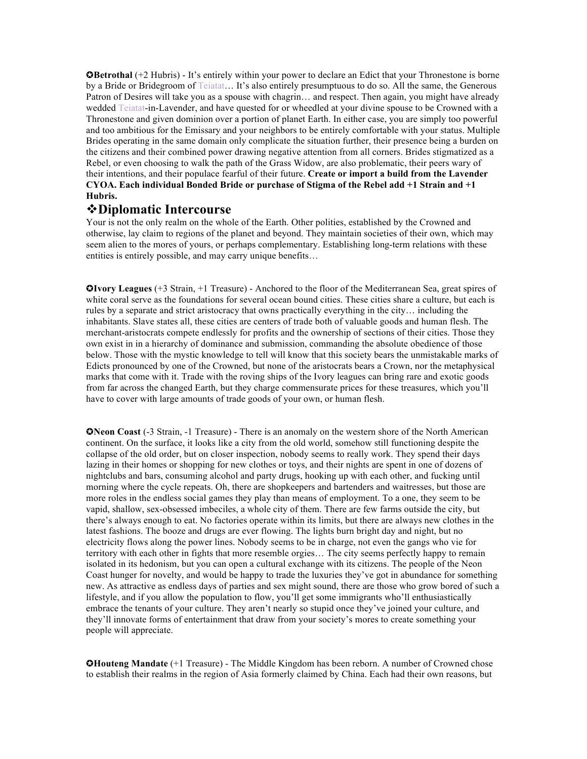✪**Betrothal** (+2 Hubris) - It's entirely within your power to declare an Edict that your Thronestone is borne by a Bride or Bridegroom of Teiatat… It's also entirely presumptuous to do so. All the same, the Generous Patron of Desires will take you as a spouse with chagrin… and respect. Then again, you might have already wedded Teiatat-in-Lavender, and have quested for or wheedled at your divine spouse to be Crowned with a Thronestone and given dominion over a portion of planet Earth. In either case, you are simply too powerful and too ambitious for the Emissary and your neighbors to be entirely comfortable with your status. Multiple Brides operating in the same domain only complicate the situation further, their presence being a burden on the citizens and their combined power drawing negative attention from all corners. Brides stigmatized as a Rebel, or even choosing to walk the path of the Grass Widow, are also problematic, their peers wary of their intentions, and their populace fearful of their future. **Create or import a build from the Lavender CYOA. Each individual Bonded Bride or purchase of Stigma of the Rebel add +1 Strain and +1 Hubris.**

## ❖Diplomatic Intercourse

Your is not the only realm on the whole of the Earth. Other polities, established by the Crowned and otherwise, lay claim to regions of the planet and beyond. They maintain societies of their own, which may seem alien to the mores of yours, or perhaps complementary. Establishing long-term relations with these entities is entirely possible, and may carry unique benefits…

✪**Ivory Leagues** (+3 Strain, +1 Treasure) - Anchored to the floor of the Mediterranean Sea, great spires of white coral serve as the foundations for several ocean bound cities. These cities share a culture, but each is rules by a separate and strict aristocracy that owns practically everything in the city… including the inhabitants. Slave states all, these cities are centers of trade both of valuable goods and human flesh. The merchant-aristocrats compete endlessly for profits and the ownership of sections of their cities. Those they own exist in in a hierarchy of dominance and submission, commanding the absolute obedience of those below. Those with the mystic knowledge to tell will know that this society bears the unmistakable marks of Edicts pronounced by one of the Crowned, but none of the aristocrats bears a Crown, nor the metaphysical marks that come with it. Trade with the roving ships of the Ivory leagues can bring rare and exotic goods from far across the changed Earth, but they charge commensurate prices for these treasures, which you'll have to cover with large amounts of trade goods of your own, or human flesh.

✪**Neon Coast** (-3 Strain, -1 Treasure) - There is an anomaly on the western shore of the North American continent. On the surface, it looks like a city from the old world, somehow still functioning despite the collapse of the old order, but on closer inspection, nobody seems to really work. They spend their days lazing in their homes or shopping for new clothes or toys, and their nights are spent in one of dozens of nightclubs and bars, consuming alcohol and party drugs, hooking up with each other, and fucking until morning where the cycle repeats. Oh, there are shopkeepers and bartenders and waitresses, but those are more roles in the endless social games they play than means of employment. To a one, they seem to be vapid, shallow, sex-obsessed imbeciles, a whole city of them. There are few farms outside the city, but there's always enough to eat. No factories operate within its limits, but there are always new clothes in the latest fashions. The booze and drugs are ever flowing. The lights burn bright day and night, but no electricity flows along the power lines. Nobody seems to be in charge, not even the gangs who vie for territory with each other in fights that more resemble orgies… The city seems perfectly happy to remain isolated in its hedonism, but you can open a cultural exchange with its citizens. The people of the Neon Coast hunger for novelty, and would be happy to trade the luxuries they've got in abundance for something new. As attractive as endless days of parties and sex might sound, there are those who grow bored of such a lifestyle, and if you allow the population to flow, you'll get some immigrants who'll enthusiastically embrace the tenants of your culture. They aren't nearly so stupid once they've joined your culture, and they'll innovate forms of entertainment that draw from your society's mores to create something your people will appreciate.

✪**Houteng Mandate** (+1 Treasure) - The Middle Kingdom has been reborn. A number of Crowned chose to establish their realms in the region of Asia formerly claimed by China. Each had their own reasons, but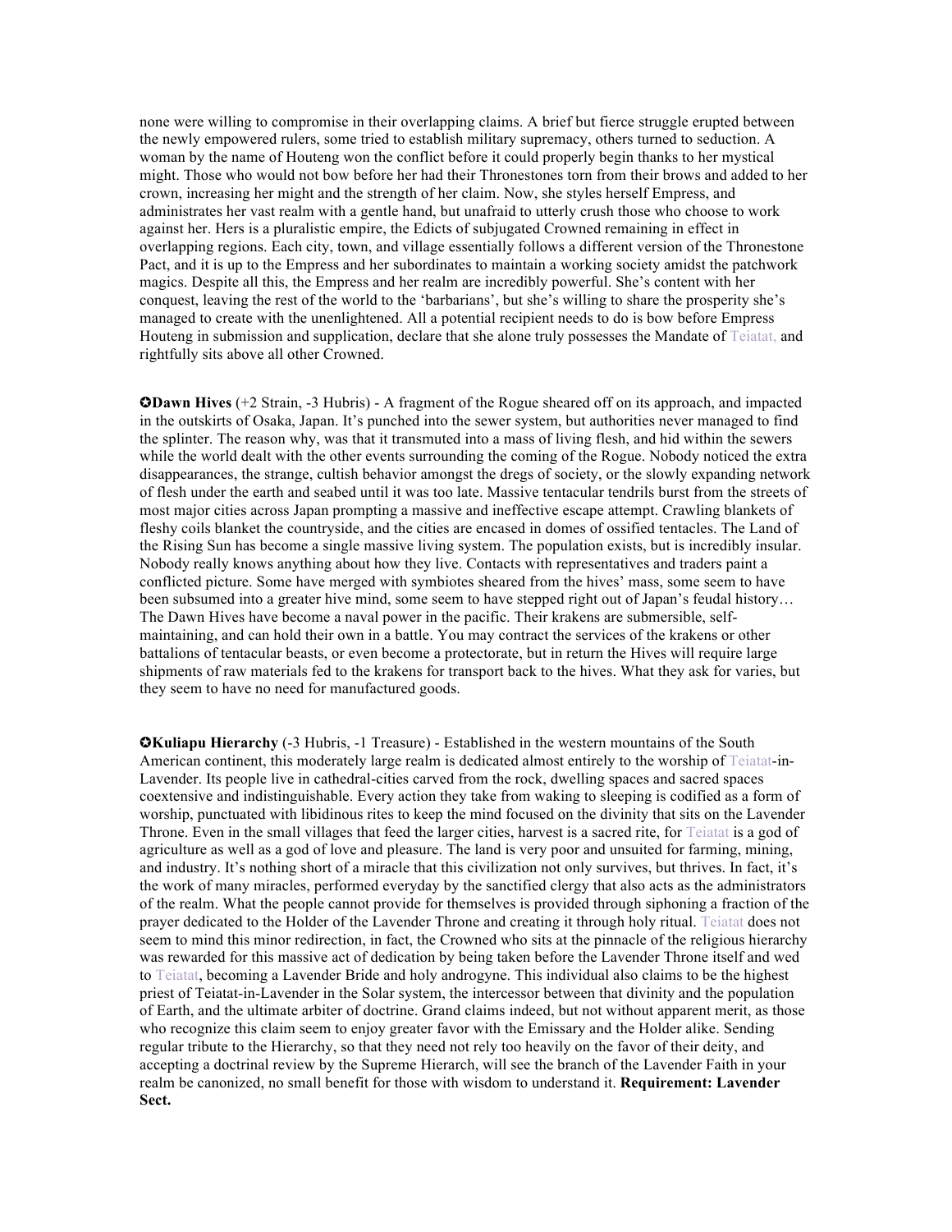none were willing to compromise in their overlapping claims. A brief but fierce struggle erupted between the newly empowered rulers, some tried to establish military supremacy, others turned to seduction. A woman by the name of Houteng won the conflict before it could properly begin thanks to her mystical might. Those who would not bow before her had their Thronestones torn from their brows and added to her crown, increasing her might and the strength of her claim. Now, she styles herself Empress, and administrates her vast realm with a gentle hand, but unafraid to utterly crush those who choose to work against her. Hers is a pluralistic empire, the Edicts of subjugated Crowned remaining in effect in overlapping regions. Each city, town, and village essentially follows a different version of the Thronestone Pact, and it is up to the Empress and her subordinates to maintain a working society amidst the patchwork magics. Despite all this, the Empress and her realm are incredibly powerful. She's content with her conquest, leaving the rest of the world to the 'barbarians', but she's willing to share the prosperity she's managed to create with the unenlightened. All a potential recipient needs to do is bow before Empress Houteng in submission and supplication, declare that she alone truly possesses the Mandate of Teiatat, and rightfully sits above all other Crowned.

✪**Dawn Hives** (+2 Strain, -3 Hubris) - A fragment of the Rogue sheared off on its approach, and impacted in the outskirts of Osaka, Japan. It's punched into the sewer system, but authorities never managed to find the splinter. The reason why, was that it transmuted into a mass of living flesh, and hid within the sewers while the world dealt with the other events surrounding the coming of the Rogue. Nobody noticed the extra disappearances, the strange, cultish behavior amongst the dregs of society, or the slowly expanding network of flesh under the earth and seabed until it was too late. Massive tentacular tendrils burst from the streets of most major cities across Japan prompting a massive and ineffective escape attempt. Crawling blankets of fleshy coils blanket the countryside, and the cities are encased in domes of ossified tentacles. The Land of the Rising Sun has become a single massive living system. The population exists, but is incredibly insular. Nobody really knows anything about how they live. Contacts with representatives and traders paint a conflicted picture. Some have merged with symbiotes sheared from the hives' mass, some seem to have been subsumed into a greater hive mind, some seem to have stepped right out of Japan's feudal history… The Dawn Hives have become a naval power in the pacific. Their krakens are submersible, self-maintaining, and can hold their own in a battle. You may contract the services of the krakens or other battalions of tentacular beasts, or even become a protectorate, but in return the Hives will require large shipments of raw materials fed to the krakens for transport back to the hives. What they ask for varies, but they seem to have no need for manufactured goods.

✪**Kuliapu Hierarchy** (-3 Hubris, -1 Treasure) - Established in the western mountains of the South American continent, this moderately large realm is dedicated almost entirely to the worship of Teiatat-in-Lavender. Its people live in cathedral-cities carved from the rock, dwelling spaces and sacred spaces coextensive and indistinguishable. Every action they take from waking to sleeping is codified as a form of worship, punctuated with libidinous rites to keep the mind focused on the divinity that sits on the Lavender Throne. Even in the small villages that feed the larger cities, harvest is a sacred rite, for Teiatat is a god of agriculture as well as a god of love and pleasure. The land is very poor and unsuited for farming, mining, and industry. It's nothing short of a miracle that this civilization not only survives, but thrives. In fact, it's the work of many miracles, performed everyday by the sanctified clergy that also acts as the administrators of the realm. What the people cannot provide for themselves is provided through siphoning a fraction of the prayer dedicated to the Holder of the Lavender Throne and creating it through holy ritual. Teiatat does not seem to mind this minor redirection, in fact, the Crowned who sits at the pinnacle of the religious hierarchy was rewarded for this massive act of dedication by being taken before the Lavender Throne itself and wed to Teiatat, becoming a Lavender Bride and holy androgyne. This individual also claims to be the highest priest of Teiatat-in-Lavender in the Solar system, the intercessor between that divinity and the population of Earth, and the ultimate arbiter of doctrine. Grand claims indeed, but not without apparent merit, as those who recognize this claim seem to enjoy greater favor with the Emissary and the Holder alike. Sending regular tribute to the Hierarchy, so that they need not rely too heavily on the favor of their deity, and accepting a doctrinal review by the Supreme Hierarch, will see the branch of the Lavender Faith in your realm be canonized, no small benefit for those with wisdom to understand it. **Requirement: Lavender Sect.**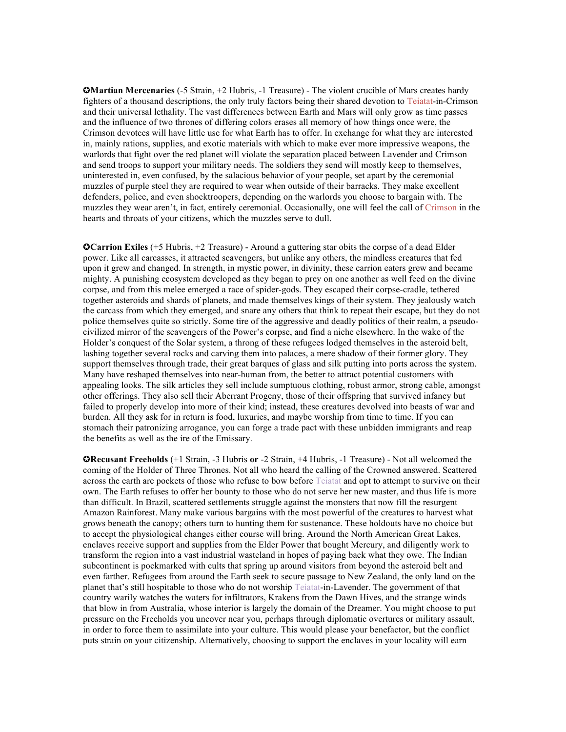✪**Martian Mercenaries** (-5 Strain, +2 Hubris, -1 Treasure) - The violent crucible of Mars creates hardy fighters of a thousand descriptions, the only truly factors being their shared devotion to Teiatat-in-Crimson and their universal lethality. The vast differences between Earth and Mars will only grow as time passes and the influence of two thrones of differing colors erases all memory of how things once were, the Crimson devotees will have little use for what Earth has to offer. In exchange for what they are interested in, mainly rations, supplies, and exotic materials with which to make ever more impressive weapons, the warlords that fight over the red planet will violate the separation placed between Lavender and Crimson and send troops to support your military needs. The soldiers they send will mostly keep to themselves, uninterested in, even confused, by the salacious behavior of your people, set apart by the ceremonial muzzles of purple steel they are required to wear when outside of their barracks. They make excellent defenders, police, and even shocktroopers, depending on the warlords you choose to bargain with. The muzzles they wear aren't, in fact, entirely ceremonial. Occasionally, one will feel the call of Crimson in the hearts and throats of your citizens, which the muzzles serve to dull.

✪**Carrion Exiles** (+5 Hubris, +2 Treasure) - Around a guttering star obits the corpse of a dead Elder power. Like all carcasses, it attracted scavengers, but unlike any others, the mindless creatures that fed upon it grew and changed. In strength, in mystic power, in divinity, these carrion eaters grew and became mighty. A punishing ecosystem developed as they began to prey on one another as well feed on the divine corpse, and from this melee emerged a race of spider-gods. They escaped their corpse-cradle, tethered together asteroids and shards of planets, and made themselves kings of their system. They jealously watch the carcass from which they emerged, and snare any others that think to repeat their escape, but they do not police themselves quite so strictly. Some tire of the aggressive and deadly politics of their realm, a pseudo-civilized mirror of the scavengers of the Power's corpse, and find a niche elsewhere. In the wake of the Holder's conquest of the Solar system, a throng of these refugees lodged themselves in the asteroid belt, lashing together several rocks and carving them into palaces, a mere shadow of their former glory. They support themselves through trade, their great barques of glass and silk putting into ports across the system. Many have reshaped themselves into near-human from, the better to attract potential customers with appealing looks. The silk articles they sell include sumptuous clothing, robust armor, strong cable, amongst other offerings. They also sell their Aberrant Progeny, those of their offspring that survived infancy but failed to properly develop into more of their kind; instead, these creatures devolved into beasts of war and burden. All they ask for in return is food, luxuries, and maybe worship from time to time. If you can stomach their patronizing arrogance, you can forge a trade pact with these unbidden immigrants and reap the benefits as well as the ire of the Emissary.

✪**Recusant Freeholds** (+1 Strain, -3 Hubris **or** -2 Strain, +4 Hubris, -1 Treasure) - Not all welcomed the coming of the Holder of Three Thrones. Not all who heard the calling of the Crowned answered. Scattered across the earth are pockets of those who refuse to bow before Teiatat and opt to attempt to survive on their own. The Earth refuses to offer her bounty to those who do not serve her new master, and thus life is more than difficult. In Brazil, scattered settlements struggle against the monsters that now fill the resurgent Amazon Rainforest. Many make various bargains with the most powerful of the creatures to harvest what grows beneath the canopy; others turn to hunting them for sustenance. These holdouts have no choice but to accept the physiological changes either course will bring. Around the North American Great Lakes, enclaves receive support and supplies from the Elder Power that bought Mercury, and diligently work to transform the region into a vast industrial wasteland in hopes of paying back what they owe. The Indian subcontinent is pockmarked with cults that spring up around visitors from beyond the asteroid belt and even farther. Refugees from around the Earth seek to secure passage to New Zealand, the only land on the planet that's still hospitable to those who do not worship Teiatat-in-Lavender. The government of that country warily watches the waters for infiltrators, Krakens from the Dawn Hives, and the strange winds that blow in from Australia, whose interior is largely the domain of the Dreamer. You might choose to put pressure on the Freeholds you uncover near you, perhaps through diplomatic overtures or military assault, in order to force them to assimilate into your culture. This would please your benefactor, but the conflict puts strain on your citizenship. Alternatively, choosing to support the enclaves in your locality will earn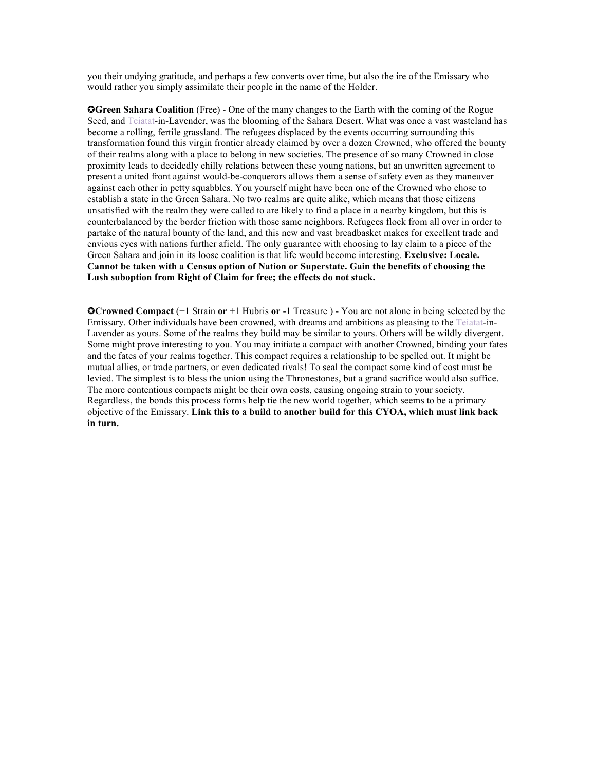you their undying gratitude, and perhaps a few converts over time, but also the ire of the Emissary who would rather you simply assimilate their people in the name of the Holder.

✪**Green Sahara Coalition** (Free) - One of the many changes to the Earth with the coming of the Rogue Seed, and Teiatat-in-Lavender, was the blooming of the Sahara Desert. What was once a vast wasteland has become a rolling, fertile grassland. The refugees displaced by the events occurring surrounding this transformation found this virgin frontier already claimed by over a dozen Crowned, who offered the bounty of their realms along with a place to belong in new societies. The presence of so many Crowned in close proximity leads to decidedly chilly relations between these young nations, but an unwritten agreement to present a united front against would-be-conquerors allows them a sense of safety even as they maneuver against each other in petty squabbles. You yourself might have been one of the Crowned who chose to establish a state in the Green Sahara. No two realms are quite alike, which means that those citizens unsatisfied with the realm they were called to are likely to find a place in a nearby kingdom, but this is counterbalanced by the border friction with those same neighbors. Refugees flock from all over in order to partake of the natural bounty of the land, and this new and vast breadbasket makes for excellent trade and envious eyes with nations further afield. The only guarantee with choosing to lay claim to a piece of the Green Sahara and join in its loose coalition is that life would become interesting. **Exclusive: Locale. Cannot be taken with a Census option of Nation or Superstate. Gain the benefits of choosing the Lush suboption from Right of Claim for free; the effects do not stack.**

✪**Crowned Compact** (+1 Strain **or** +1 Hubris **or** -1 Treasure ) - You are not alone in being selected by the Emissary. Other individuals have been crowned, with dreams and ambitions as pleasing to the Teiatat-in-Lavender as yours. Some of the realms they build may be similar to yours. Others will be wildly divergent. Some might prove interesting to you. You may initiate a compact with another Crowned, binding your fates and the fates of your realms together. This compact requires a relationship to be spelled out. It might be mutual allies, or trade partners, or even dedicated rivals! To seal the compact some kind of cost must be levied. The simplest is to bless the union using the Thronestones, but a grand sacrifice would also suffice. The more contentious compacts might be their own costs, causing ongoing strain to your society. Regardless, the bonds this process forms help tie the new world together, which seems to be a primary objective of the Emissary. **Link this to a build to another build for this CYOA, which must link back in turn.**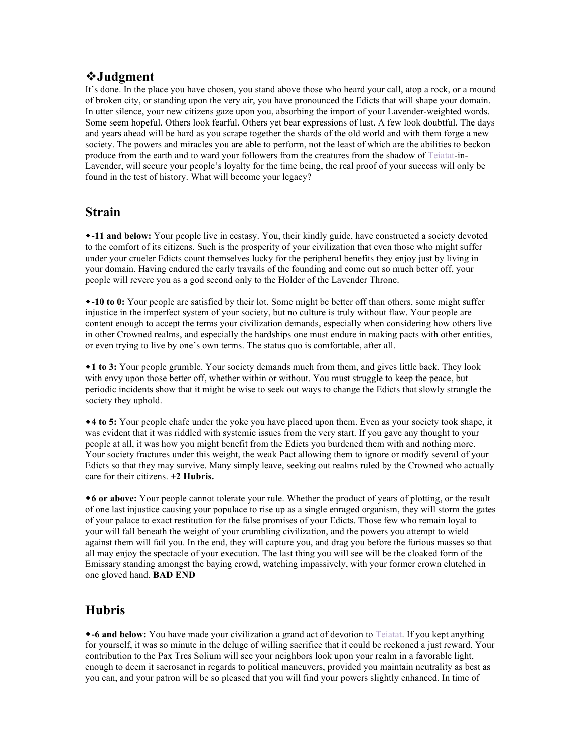## ❖Judgment

It's done. In the place you have chosen, you stand above those who heard your call, atop a rock, or a mound of broken city, or standing upon the very air, you have pronounced the Edicts that will shape your domain. In utter silence, your new citizens gaze upon you, absorbing the import of your Lavender-weighted words. Some seem hopeful. Others look fearful. Others yet bear expressions of lust. A few look doubtful. The days and years ahead will be hard as you scrape together the shards of the old world and with them forge a new society. The powers and miracles you are able to perform, not the least of which are the abilities to beckon produce from the earth and to ward your followers from the creatures from the shadow of Teiatat-in-Lavender, will secure your people's loyalty for the time being, the real proof of your success will only be found in the test of history. What will become your legacy?

## Strain

◆**-11 and below:** Your people live in ecstasy. You, their kindly guide, have constructed a society devoted to the comfort of its citizens. Such is the prosperity of your civilization that even those who might suffer under your crueler Edicts count themselves lucky for the peripheral benefits they enjoy just by living in your domain. Having endured the early travails of the founding and come out so much better off, your people will revere you as a god second only to the Holder of the Lavender Throne.

◆**-10 to 0:** Your people are satisfied by their lot. Some might be better off than others, some might suffer injustice in the imperfect system of your society, but no culture is truly without flaw. Your people are content enough to accept the terms your civilization demands, especially when considering how others live in other Crowned realms, and especially the hardships one must endure in making pacts with other entities, or even trying to live by one's own terms. The status quo is comfortable, after all.

◆**1 to 3:** Your people grumble. Your society demands much from them, and gives little back. They look with envy upon those better off, whether within or without. You must struggle to keep the peace, but periodic incidents show that it might be wise to seek out ways to change the Edicts that slowly strangle the society they uphold.

◆**4 to 5:** Your people chafe under the yoke you have placed upon them. Even as your society took shape, it was evident that it was riddled with systemic issues from the very start. If you gave any thought to your people at all, it was how you might benefit from the Edicts you burdened them with and nothing more. Your society fractures under this weight, the weak Pact allowing them to ignore or modify several of your Edicts so that they may survive. Many simply leave, seeking out realms ruled by the Crowned who actually care for their citizens. **+2 Hubris.**

◆**6 or above:** Your people cannot tolerate your rule. Whether the product of years of plotting, or the result of one last injustice causing your populace to rise up as a single enraged organism, they will storm the gates of your palace to exact restitution for the false promises of your Edicts. Those few who remain loyal to your will fall beneath the weight of your crumbling civilization, and the powers you attempt to wield against them will fail you. In the end, they will capture you, and drag you before the furious masses so that all may enjoy the spectacle of your execution. The last thing you will see will be the cloaked form of the Emissary standing amongst the baying crowd, watching impassively, with your former crown clutched in one gloved hand. **BAD END**

## Hubris

◆**-6 and below:** You have made your civilization a grand act of devotion to Teiatat. If you kept anything for yourself, it was so minute in the deluge of willing sacrifice that it could be reckoned a just reward. Your contribution to the Pax Tres Solium will see your neighbors look upon your realm in a favorable light, enough to deem it sacrosanct in regards to political maneuvers, provided you maintain neutrality as best as you can, and your patron will be so pleased that you will find your powers slightly enhanced. In time of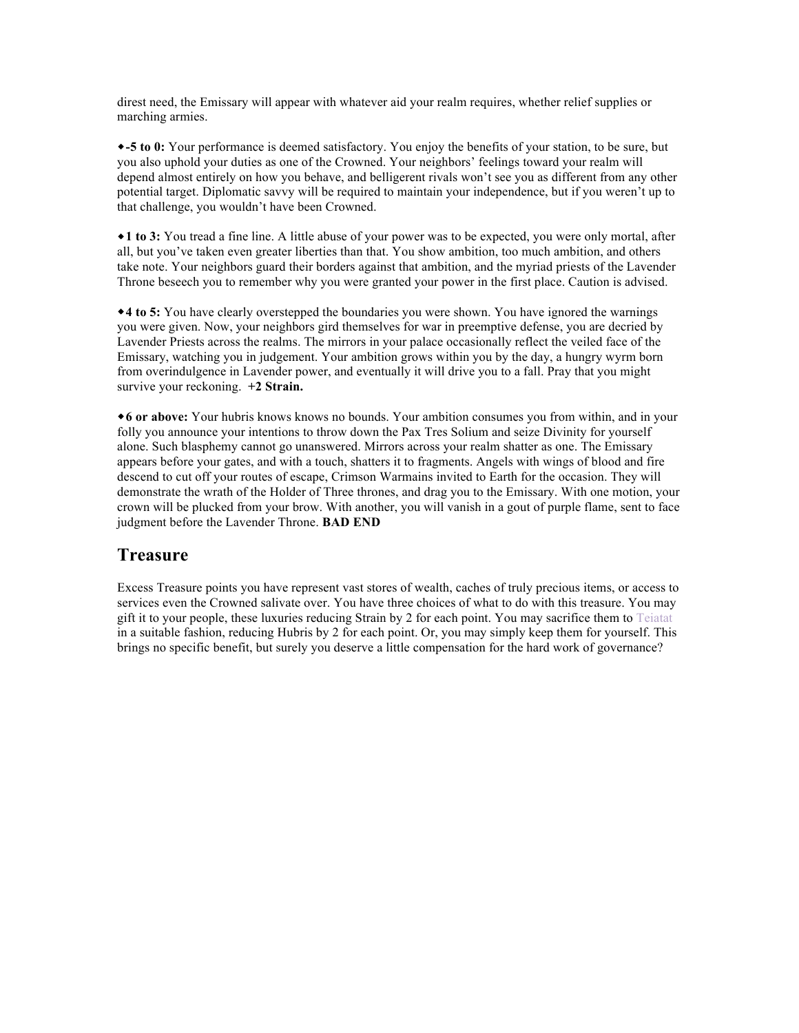direst need, the Emissary will appear with whatever aid your realm requires, whether relief supplies or marching armies.

◆**-5 to 0:** Your performance is deemed satisfactory. You enjoy the benefits of your station, to be sure, but you also uphold your duties as one of the Crowned. Your neighbors' feelings toward your realm will depend almost entirely on how you behave, and belligerent rivals won't see you as different from any other potential target. Diplomatic savvy will be required to maintain your independence, but if you weren't up to that challenge, you wouldn't have been Crowned.

◆**1 to 3:** You tread a fine line. A little abuse of your power was to be expected, you were only mortal, after all, but you've taken even greater liberties than that. You show ambition, too much ambition, and others take note. Your neighbors guard their borders against that ambition, and the myriad priests of the Lavender Throne beseech you to remember why you were granted your power in the first place. Caution is advised.

◆**4 to 5:** You have clearly overstepped the boundaries you were shown. You have ignored the warnings you were given. Now, your neighbors gird themselves for war in preemptive defense, you are decried by Lavender Priests across the realms. The mirrors in your palace occasionally reflect the veiled face of the Emissary, watching you in judgement. Your ambition grows within you by the day, a hungry wyrm born from overindulgence in Lavender power, and eventually it will drive you to a fall. Pray that you might survive your reckoning. **+2 Strain.**

◆**6 or above:** Your hubris knows knows no bounds. Your ambition consumes you from within, and in your folly you announce your intentions to throw down the Pax Tres Solium and seize Divinity for yourself alone. Such blasphemy cannot go unanswered. Mirrors across your realm shatter as one. The Emissary appears before your gates, and with a touch, shatters it to fragments. Angels with wings of blood and fire descend to cut off your routes of escape, Crimson Warmains invited to Earth for the occasion. They will demonstrate the wrath of the Holder of Three thrones, and drag you to the Emissary. With one motion, your crown will be plucked from your brow. With another, you will vanish in a gout of purple flame, sent to face judgment before the Lavender Throne. **BAD END**

## Treasure

Excess Treasure points you have represent vast stores of wealth, caches of truly precious items, or access to services even the Crowned salivate over. You have three choices of what to do with this treasure. You may gift it to your people, these luxuries reducing Strain by 2 for each point. You may sacrifice them to Teiatat in a suitable fashion, reducing Hubris by 2 for each point. Or, you may simply keep them for yourself. This brings no specific benefit, but surely you deserve a little compensation for the hard work of governance?